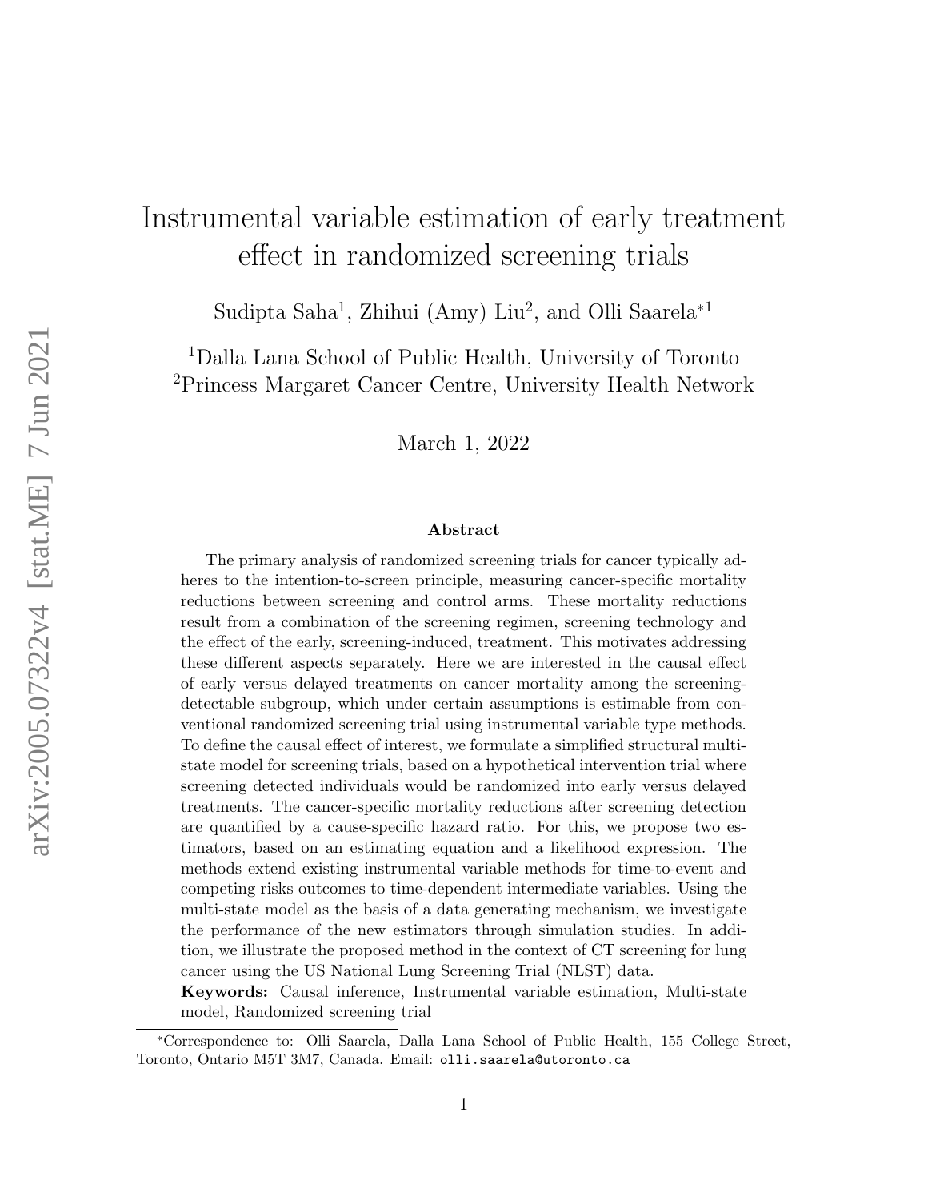# Instrumental variable estimation of early treatment effect in randomized screening trials

Sudipta Saha[1], Zhihui (Amy) Liu[2], and Olli Saarela*[1]

[1]Dalla Lana School of Public Health, University of Toronto
[2]Princess Margaret Cancer Centre, University Health Network

March 1, 2022

### Abstract

The primary analysis of randomized screening trials for cancer typically adheres to the intention-to-screen principle, measuring cancer-specific mortality reductions between screening and control arms. These mortality reductions result from a combination of the screening regimen, screening technology and the effect of the early, screening-induced, treatment. This motivates addressing these different aspects separately. Here we are interested in the causal effect of early versus delayed treatments on cancer mortality among the screening-detectable subgroup, which under certain assumptions is estimable from conventional randomized screening trial using instrumental variable type methods. To define the causal effect of interest, we formulate a simplified structural multi-state model for screening trials, based on a hypothetical intervention trial where screening detected individuals would be randomized into early versus delayed treatments. The cancer-specific mortality reductions after screening detection are quantified by a cause-specific hazard ratio. For this, we propose two estimators, based on an estimating equation and a likelihood expression. The methods extend existing instrumental variable methods for time-to-event and competing risks outcomes to time-dependent intermediate variables. Using the multi-state model as the basis of a data generating mechanism, we investigate the performance of the new estimators through simulation studies. In addition, we illustrate the proposed method in the context of CT screening for lung cancer using the US National Lung Screening Trial (NLST) data.

**Keywords:** Causal inference, Instrumental variable estimation, Multi-state model, Randomized screening trial

*Correspondence to: Olli Saarela, Dalla Lana School of Public Health, 155 College Street, Toronto, Ontario M5T 3M7, Canada. Email: olli.saarela@utoronto.ca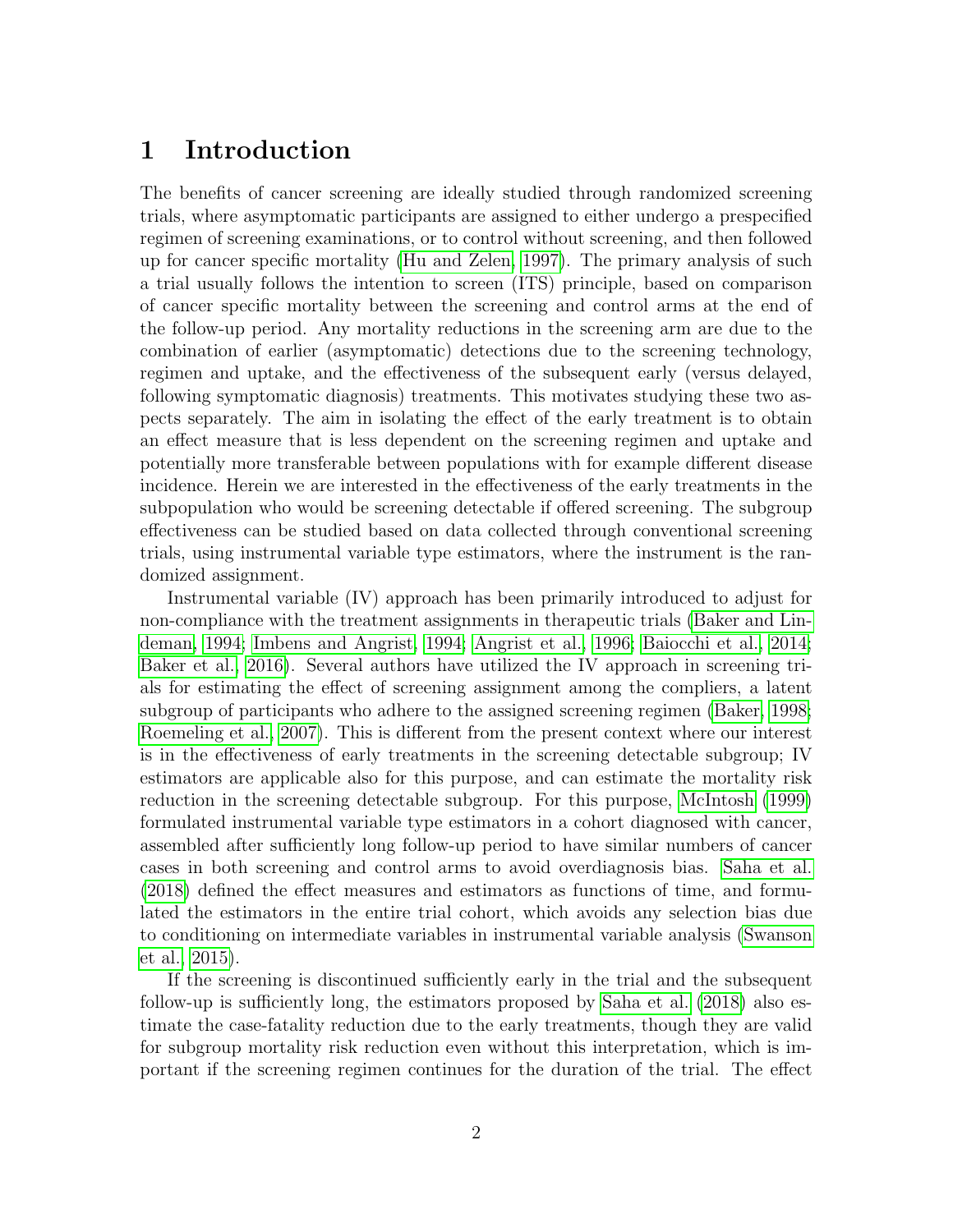# 1 Introduction

The benefits of cancer screening are ideally studied through randomized screening trials, where asymptomatic participants are assigned to either undergo a prespecified regimen of screening examinations, or to control without screening, and then followed up for cancer specific mortality (Hu and Zelen, 1997). The primary analysis of such a trial usually follows the intention to screen (ITS) principle, based on comparison of cancer specific mortality between the screening and control arms at the end of the follow-up period. Any mortality reductions in the screening arm are due to the combination of earlier (asymptomatic) detections due to the screening technology, regimen and uptake, and the effectiveness of the subsequent early (versus delayed, following symptomatic diagnosis) treatments. This motivates studying these two aspects separately. The aim in isolating the effect of the early treatment is to obtain an effect measure that is less dependent on the screening regimen and uptake and potentially more transferable between populations with for example different disease incidence. Herein we are interested in the effectiveness of the early treatments in the subpopulation who would be screening detectable if offered screening. The subgroup effectiveness can be studied based on data collected through conventional screening trials, using instrumental variable type estimators, where the instrument is the randomized assignment.

Instrumental variable (IV) approach has been primarily introduced to adjust for non-compliance with the treatment assignments in therapeutic trials (Baker and Lindeman, 1994; Imbens and Angrist, 1994; Angrist et al., 1996; Baiocchi et al., 2014; Baker et al., 2016). Several authors have utilized the IV approach in screening trials for estimating the effect of screening assignment among the compliers, a latent subgroup of participants who adhere to the assigned screening regimen (Baker, 1998; Roemeling et al., 2007). This is different from the present context where our interest is in the effectiveness of early treatments in the screening detectable subgroup; IV estimators are applicable also for this purpose, and can estimate the mortality risk reduction in the screening detectable subgroup. For this purpose, McIntosh (1999) formulated instrumental variable type estimators in a cohort diagnosed with cancer, assembled after sufficiently long follow-up period to have similar numbers of cancer cases in both screening and control arms to avoid overdiagnosis bias. Saha et al. (2018) defined the effect measures and estimators as functions of time, and formulated the estimators in the entire trial cohort, which avoids any selection bias due to conditioning on intermediate variables in instrumental variable analysis (Swanson et al., 2015).

If the screening is discontinued sufficiently early in the trial and the subsequent follow-up is sufficiently long, the estimators proposed by Saha et al. (2018) also estimate the case-fatality reduction due to the early treatments, though they are valid for subgroup mortality risk reduction even without this interpretation, which is important if the screening regimen continues for the duration of the trial. The effect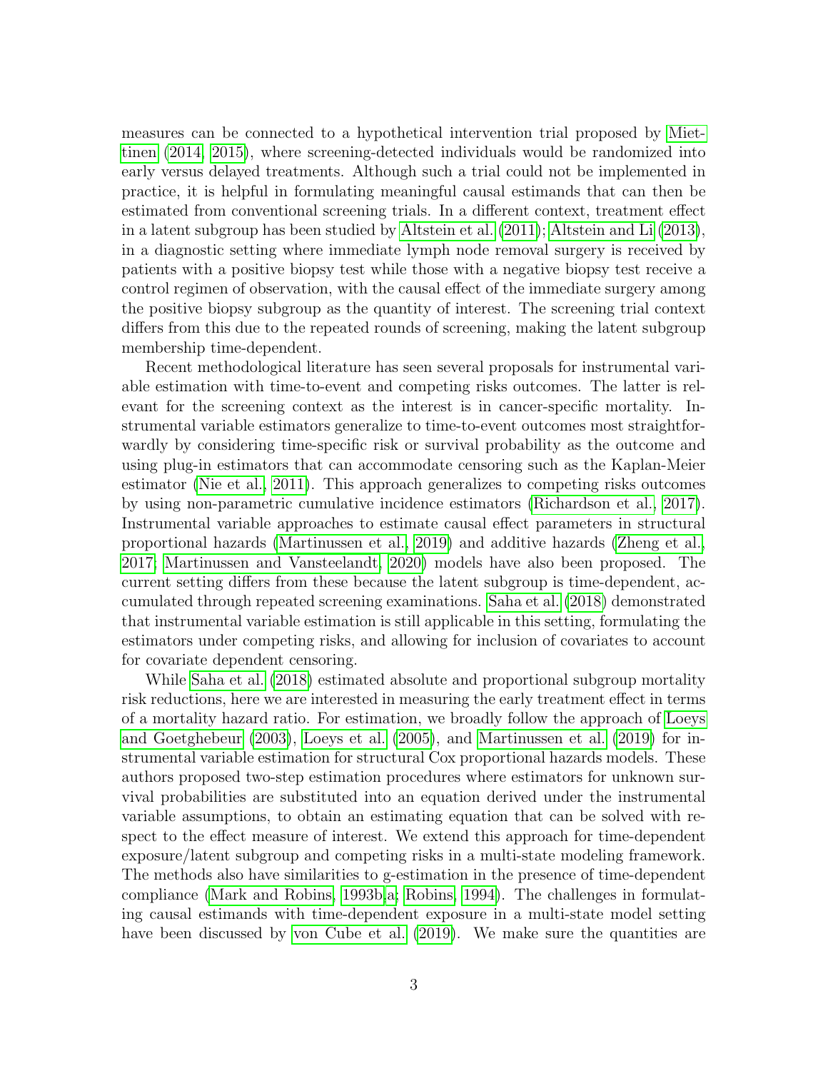measures can be connected to a hypothetical intervention trial proposed by Miettinen (2014, 2015), where screening-detected individuals would be randomized into early versus delayed treatments. Although such a trial could not be implemented in practice, it is helpful in formulating meaningful causal estimands that can then be estimated from conventional screening trials. In a different context, treatment effect in a latent subgroup has been studied by Altstein et al. (2011); Altstein and Li (2013), in a diagnostic setting where immediate lymph node removal surgery is received by patients with a positive biopsy test while those with a negative biopsy test receive a control regimen of observation, with the causal effect of the immediate surgery among the positive biopsy subgroup as the quantity of interest. The screening trial context differs from this due to the repeated rounds of screening, making the latent subgroup membership time-dependent.

Recent methodological literature has seen several proposals for instrumental variable estimation with time-to-event and competing risks outcomes. The latter is relevant for the screening context as the interest is in cancer-specific mortality. Instrumental variable estimators generalize to time-to-event outcomes most straightforwardly by considering time-specific risk or survival probability as the outcome and using plug-in estimators that can accommodate censoring such as the Kaplan-Meier estimator (Nie et al., 2011). This approach generalizes to competing risks outcomes by using non-parametric cumulative incidence estimators (Richardson et al., 2017). Instrumental variable approaches to estimate causal effect parameters in structural proportional hazards (Martinussen et al., 2019) and additive hazards (Zheng et al., 2017; Martinussen and Vansteelandt, 2020) models have also been proposed. The current setting differs from these because the latent subgroup is time-dependent, accumulated through repeated screening examinations. Saha et al. (2018) demonstrated that instrumental variable estimation is still applicable in this setting, formulating the estimators under competing risks, and allowing for inclusion of covariates to account for covariate dependent censoring.

While Saha et al. (2018) estimated absolute and proportional subgroup mortality risk reductions, here we are interested in measuring the early treatment effect in terms of a mortality hazard ratio. For estimation, we broadly follow the approach of Loeys and Goetghebeur (2003), Loeys et al. (2005), and Martinussen et al. (2019) for instrumental variable estimation for structural Cox proportional hazards models. These authors proposed two-step estimation procedures where estimators for unknown survival probabilities are substituted into an equation derived under the instrumental variable assumptions, to obtain an estimating equation that can be solved with respect to the effect measure of interest. We extend this approach for time-dependent exposure/latent subgroup and competing risks in a multi-state modeling framework. The methods also have similarities to g-estimation in the presence of time-dependent compliance (Mark and Robins, 1993b,a; Robins, 1994). The challenges in formulating causal estimands with time-dependent exposure in a multi-state model setting have been discussed by von Cube et al. (2019). We make sure the quantities are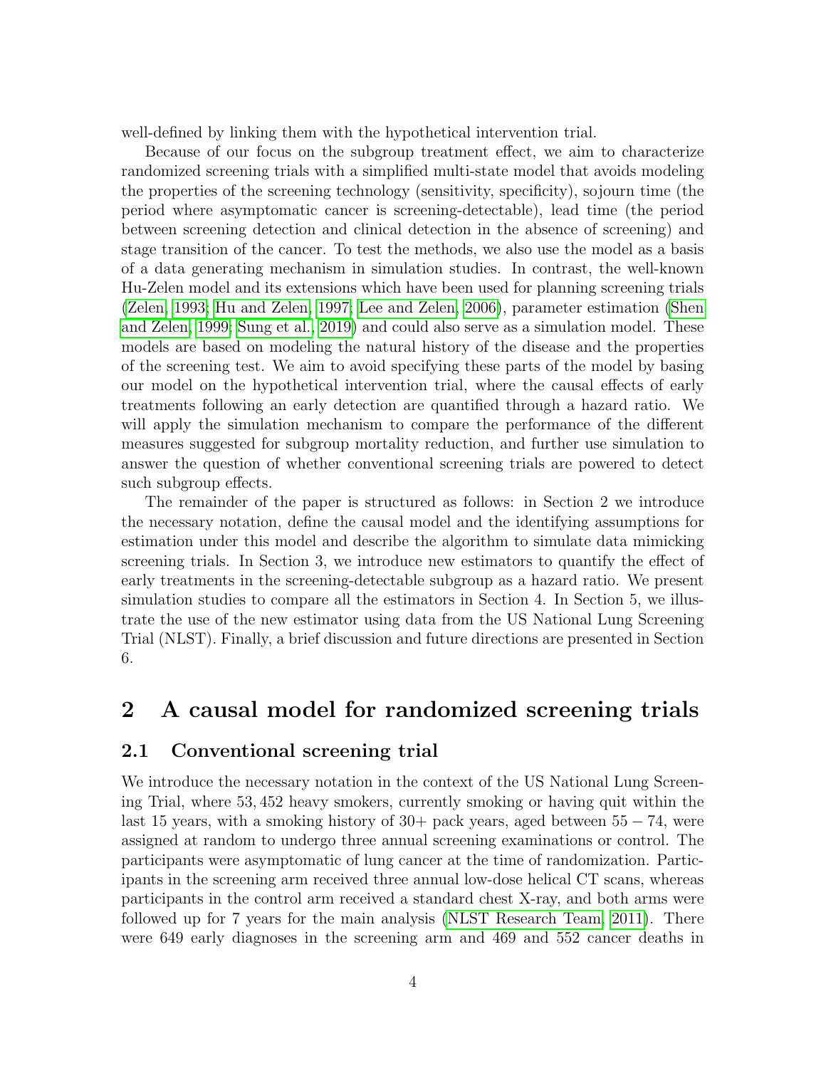well-defined by linking them with the hypothetical intervention trial.

Because of our focus on the subgroup treatment effect, we aim to characterize randomized screening trials with a simplified multi-state model that avoids modeling the properties of the screening technology (sensitivity, specificity), sojourn time (the period where asymptomatic cancer is screening-detectable), lead time (the period between screening detection and clinical detection in the absence of screening) and stage transition of the cancer. To test the methods, we also use the model as a basis of a data generating mechanism in simulation studies. In contrast, the well-known Hu-Zelen model and its extensions which have been used for planning screening trials (Zelen, 1993; Hu and Zelen, 1997; Lee and Zelen, 2006), parameter estimation (Shen and Zelen, 1999; Sung et al., 2019) and could also serve as a simulation model. These models are based on modeling the natural history of the disease and the properties of the screening test. We aim to avoid specifying these parts of the model by basing our model on the hypothetical intervention trial, where the causal effects of early treatments following an early detection are quantified through a hazard ratio. We will apply the simulation mechanism to compare the performance of the different measures suggested for subgroup mortality reduction, and further use simulation to answer the question of whether conventional screening trials are powered to detect such subgroup effects.

The remainder of the paper is structured as follows: in Section 2 we introduce the necessary notation, define the causal model and the identifying assumptions for estimation under this model and describe the algorithm to simulate data mimicking screening trials. In Section 3, we introduce new estimators to quantify the effect of early treatments in the screening-detectable subgroup as a hazard ratio. We present simulation studies to compare all the estimators in Section 4. In Section 5, we illustrate the use of the new estimator using data from the US National Lung Screening Trial (NLST). Finally, a brief discussion and future directions are presented in Section 6.

# 2 A causal model for randomized screening trials

## 2.1 Conventional screening trial

We introduce the necessary notation in the context of the US National Lung Screening Trial, where 53,452 heavy smokers, currently smoking or having quit within the last 15 years, with a smoking history of 30+ pack years, aged between $55-74$, were assigned at random to undergo three annual screening examinations or control. The participants were asymptomatic of lung cancer at the time of randomization. Participants in the screening arm received three annual low-dose helical CT scans, whereas participants in the control arm received a standard chest X-ray, and both arms were followed up for 7 years for the main analysis (NLST Research Team, 2011). There were 649 early diagnoses in the screening arm and 469 and 552 cancer deaths in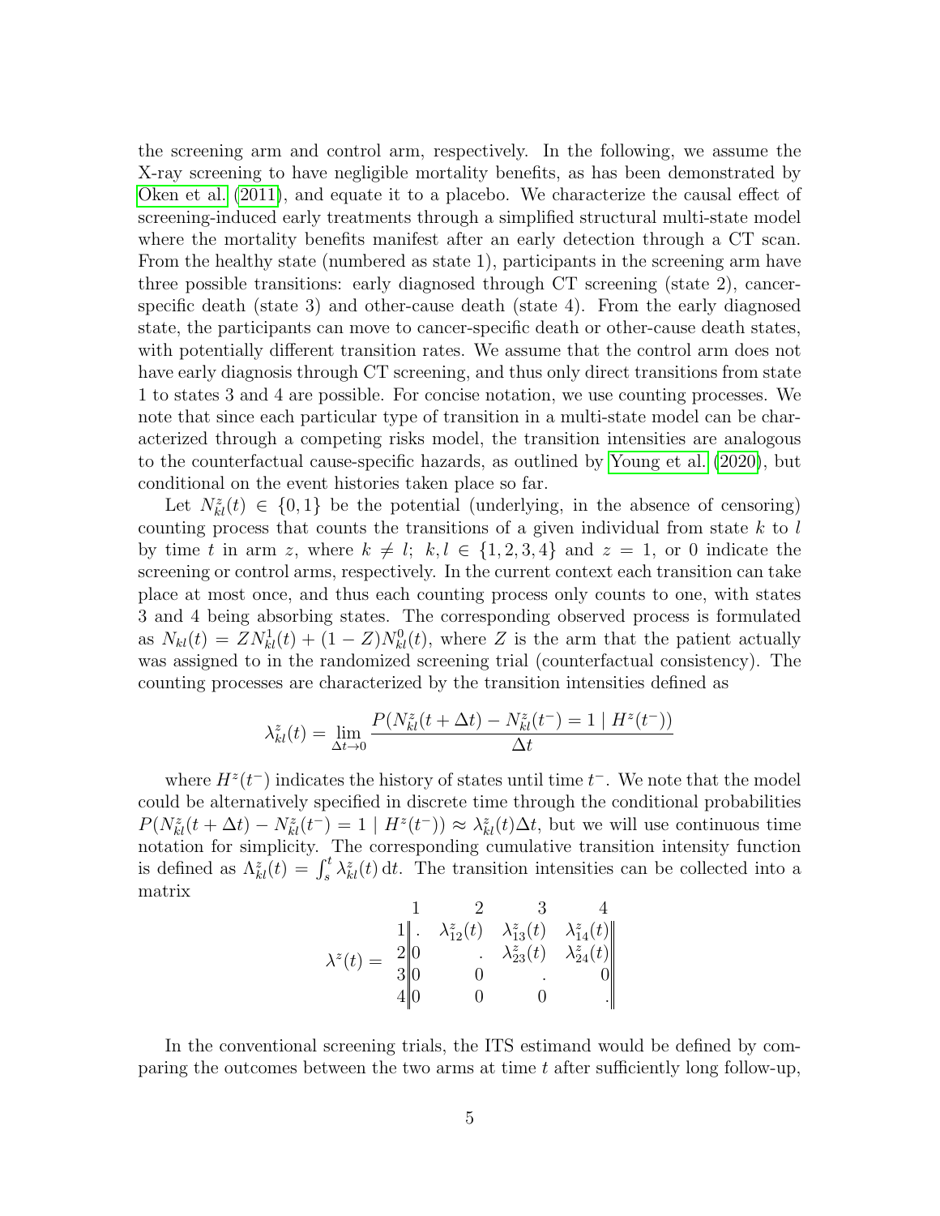the screening arm and control arm, respectively. In the following, we assume the X-ray screening to have negligible mortality benefits, as has been demonstrated by Oken et al. (2011), and equate it to a placebo. We characterize the causal effect of screening-induced early treatments through a simplified structural multi-state model where the mortality benefits manifest after an early detection through a CT scan. From the healthy state (numbered as state 1), participants in the screening arm have three possible transitions: early diagnosed through CT screening (state 2), cancer-specific death (state 3) and other-cause death (state 4). From the early diagnosed state, the participants can move to cancer-specific death or other-cause death states, with potentially different transition rates. We assume that the control arm does not have early diagnosis through CT screening, and thus only direct transitions from state 1 to states 3 and 4 are possible. For concise notation, we use counting processes. We note that since each particular type of transition in a multi-state model can be characterized through a competing risks model, the transition intensities are analogous to the counterfactual cause-specific hazards, as outlined by Young et al. (2020), but conditional on the event histories taken place so far.

Let $N_{kl}^z(t) \in \{0, 1\}$ be the potential (underlying, in the absence of censoring) counting process that counts the transitions of a given individual from state $k$ to $l$ by time $t$ in arm $z$, where $k \neq l$; $k, l \in \{1, 2, 3, 4\}$ and $z = 1$, or 0 indicate the screening or control arms, respectively. In the current context each transition can take place at most once, and thus each counting process only counts to one, with states 3 and 4 being absorbing states. The corresponding observed process is formulated as $N_{kl}(t) = ZN_{kl}^1(t) + (1 - Z)N_{kl}^0(t)$, where $Z$ is the arm that the patient actually was assigned to in the randomized screening trial (counterfactual consistency). The counting processes are characterized by the transition intensities defined as

$$\lambda_{kl}^z(t) = \lim_{\Delta t \to 0} \frac{P(N_{kl}^z(t + \Delta t) - N_{kl}^z(t^-) = 1 \mid H^z(t^-))}{\Delta t}$$

where $H^z(t^-)$ indicates the history of states until time $t^-$. We note that the model could be alternatively specified in discrete time through the conditional probabilities $P(N_{kl}^z(t + \Delta t) - N_{kl}^z(t^-) = 1 \mid H^z(t^-)) \approx \lambda_{kl}^z(t)\Delta t$, but we will use continuous time notation for simplicity. The corresponding cumulative transition intensity function is defined as $\Lambda_{kl}^z(t) = \int_s^t \lambda_{kl}^z(t)\,\mathrm{d}t$. The transition intensities can be collected into a matrix

$$\lambda^z(t) = \begin{array}{c} \\ 1 \\ 2 \\ 3 \\ 4 \end{array} \begin{array}{c} \begin{array}{cccc} 1 & 2 & 3 & 4 \end{array} \\ \left\| \begin{array}{cccc} . & \lambda_{12}^z(t) & \lambda_{13}^z(t) & \lambda_{14}^z(t) \\ 0 & . & \lambda_{23}^z(t) & \lambda_{24}^z(t) \\ 0 & 0 & . & 0 \\ 0 & 0 & 0 & . \end{array} \right\| \end{array}$$

In the conventional screening trials, the ITS estimand would be defined by comparing the outcomes between the two arms at time $t$ after sufficiently long follow-up,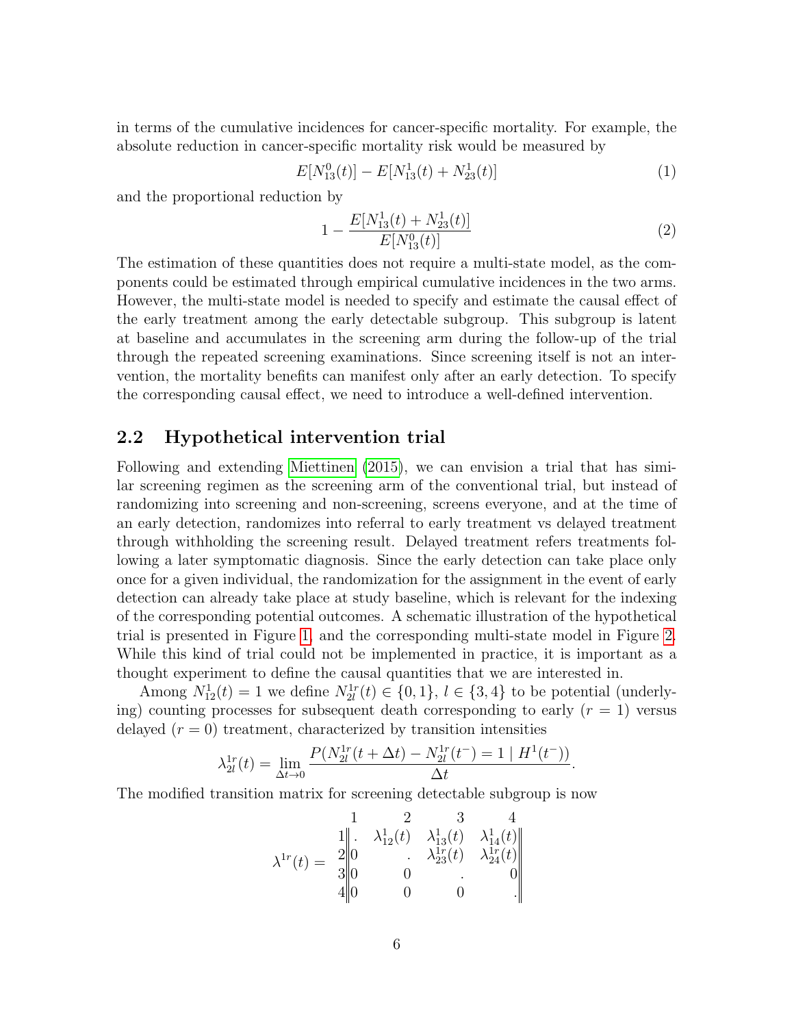in terms of the cumulative incidences for cancer-specific mortality. For example, the absolute reduction in cancer-specific mortality risk would be measured by

$$E[N_{13}^{0}(t)] - E[N_{13}^{1}(t) + N_{23}^{1}(t)] \tag{1}$$

and the proportional reduction by

$$1 - \frac{E[N_{13}^{1}(t) + N_{23}^{1}(t)]}{E[N_{13}^{0}(t)]} \tag{2}$$

The estimation of these quantities does not require a multi-state model, as the components could be estimated through empirical cumulative incidences in the two arms. However, the multi-state model is needed to specify and estimate the causal effect of the early treatment among the early detectable subgroup. This subgroup is latent at baseline and accumulates in the screening arm during the follow-up of the trial through the repeated screening examinations. Since screening itself is not an intervention, the mortality benefits can manifest only after an early detection. To specify the corresponding causal effect, we need to introduce a well-defined intervention.

## 2.2 Hypothetical intervention trial

Following and extending Miettinen (2015), we can envision a trial that has similar screening regimen as the screening arm of the conventional trial, but instead of randomizing into screening and non-screening, screens everyone, and at the time of an early detection, randomizes into referral to early treatment vs delayed treatment through withholding the screening result. Delayed treatment refers treatments following a later symptomatic diagnosis. Since the early detection can take place only once for a given individual, the randomization for the assignment in the event of early detection can already take place at study baseline, which is relevant for the indexing of the corresponding potential outcomes. A schematic illustration of the hypothetical trial is presented in Figure 1, and the corresponding multi-state model in Figure 2. While this kind of trial could not be implemented in practice, it is important as a thought experiment to define the causal quantities that we are interested in.

Among $N_{12}^{1}(t) = 1$ we define $N_{2l}^{1r}(t) \in \{0, 1\}$, $l \in \{3, 4\}$ to be potential (underlying) counting processes for subsequent death corresponding to early ($r = 1$) versus delayed ($r = 0$) treatment, characterized by transition intensities

$$\lambda_{2l}^{1r}(t) = \lim_{\Delta t \to 0} \frac{P(N_{2l}^{1r}(t + \Delta t) - N_{2l}^{1r}(t^{-}) = 1 \mid H^{1}(t^{-}))}{\Delta t}.$$

The modified transition matrix for screening detectable subgroup is now

$$\lambda^{1r}(t) = \begin{array}{c} \\ 1 \\ 2 \\ 3 \\ 4 \end{array} \begin{array}{c} \begin{array}{cccc} 1 & 2 & 3 & 4 \end{array} \\ \left\| \begin{array}{cccc} . & \lambda_{12}^{1}(t) & \lambda_{13}^{1}(t) & \lambda_{14}^{1}(t) \\ 0 & . & \lambda_{23}^{1r}(t) & \lambda_{24}^{1r}(t) \\ 0 & 0 & . & 0 \\ 0 & 0 & 0 & . \end{array} \right\| \end{array}$$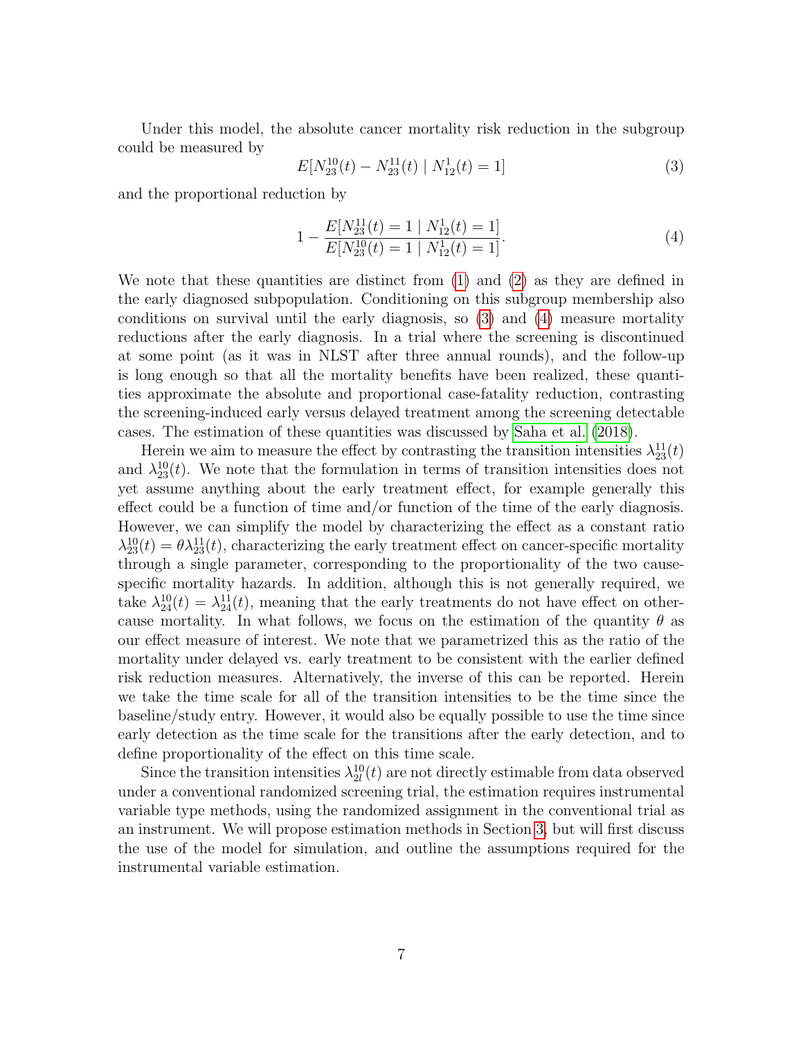Under this model, the absolute cancer mortality risk reduction in the subgroup could be measured by

$$E[N_{23}^{10}(t) - N_{23}^{11}(t) \mid N_{12}^{1}(t) = 1] \tag{3}$$

and the proportional reduction by

$$1 - \frac{E[N_{23}^{11}(t) = 1 \mid N_{12}^{1}(t) = 1]}{E[N_{23}^{10}(t) = 1 \mid N_{12}^{1}(t) = 1]}. \tag{4}$$

We note that these quantities are distinct from (1) and (2) as they are defined in the early diagnosed subpopulation. Conditioning on this subgroup membership also conditions on survival until the early diagnosis, so (3) and (4) measure mortality reductions after the early diagnosis. In a trial where the screening is discontinued at some point (as it was in NLST after three annual rounds), and the follow-up is long enough so that all the mortality benefits have been realized, these quantities approximate the absolute and proportional case-fatality reduction, contrasting the screening-induced early versus delayed treatment among the screening detectable cases. The estimation of these quantities was discussed by Saha et al. (2018).

Herein we aim to measure the effect by contrasting the transition intensities $\lambda_{23}^{11}(t)$ and $\lambda_{23}^{10}(t)$. We note that the formulation in terms of transition intensities does not yet assume anything about the early treatment effect, for example generally this effect could be a function of time and/or function of the time of the early diagnosis. However, we can simplify the model by characterizing the effect as a constant ratio $\lambda_{23}^{10}(t) = \theta \lambda_{23}^{11}(t)$, characterizing the early treatment effect on cancer-specific mortality through a single parameter, corresponding to the proportionality of the two cause-specific mortality hazards. In addition, although this is not generally required, we take $\lambda_{24}^{10}(t) = \lambda_{24}^{11}(t)$, meaning that the early treatments do not have effect on other-cause mortality. In what follows, we focus on the estimation of the quantity $\theta$ as our effect measure of interest. We note that we parametrized this as the ratio of the mortality under delayed vs. early treatment to be consistent with the earlier defined risk reduction measures. Alternatively, the inverse of this can be reported. Herein we take the time scale for all of the transition intensities to be the time since the baseline/study entry. However, it would also be equally possible to use the time since early detection as the time scale for the transitions after the early detection, and to define proportionality of the effect on this time scale.

Since the transition intensities $\lambda_{2l}^{10}(t)$ are not directly estimable from data observed under a conventional randomized screening trial, the estimation requires instrumental variable type methods, using the randomized assignment in the conventional trial as an instrument. We will propose estimation methods in Section 3, but will first discuss the use of the model for simulation, and outline the assumptions required for the instrumental variable estimation.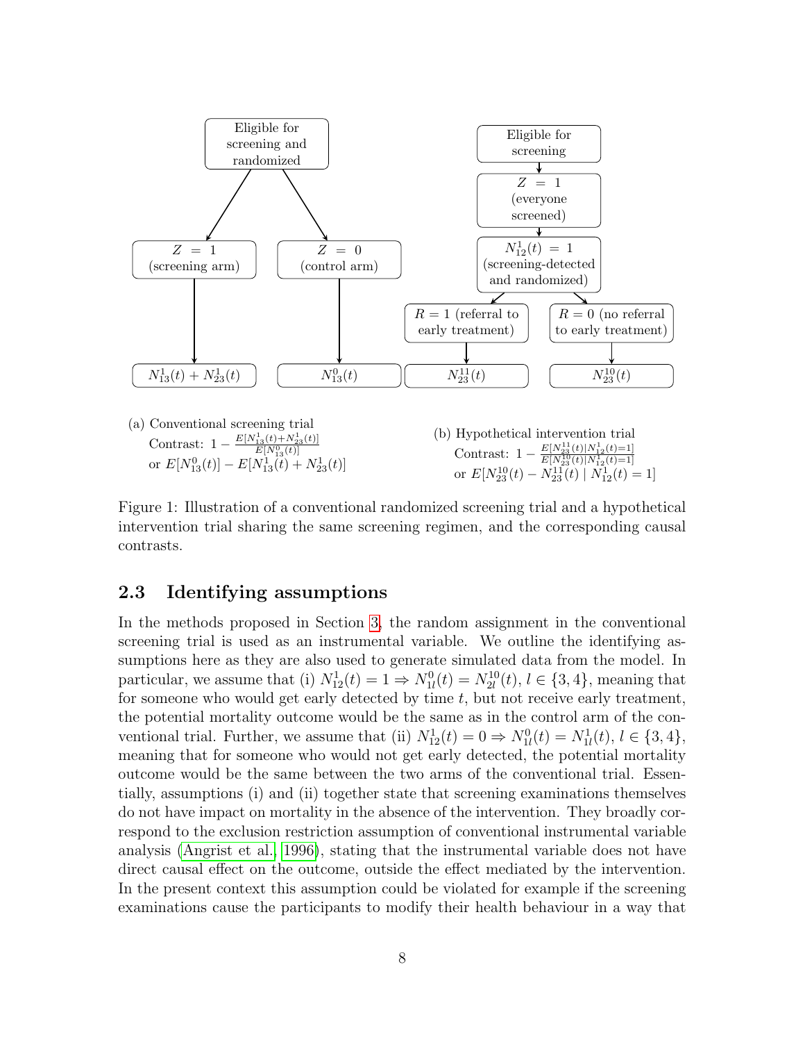(a) Conventional screening trial
Contrast: $1 - \frac{E[N^1_{13}(t)+N^1_{23}(t)]}{E[N^0_{13}(t)]}$
or $E[N^0_{13}(t)] - E[N^1_{13}(t) + N^1_{23}(t)]$

(b) Hypothetical intervention trial
Contrast: $1 - \frac{E[N^{11}_{23}(t)|N^1_{12}(t)=1]}{E[N^{10}_{23}(t)|N^1_{12}(t)=1]}$
or $E[N^{10}_{23}(t) - N^{11}_{23}(t) \mid N^1_{12}(t) = 1]$

Figure 1: Illustration of a conventional randomized screening trial and a hypothetical intervention trial sharing the same screening regimen, and the corresponding causal contrasts.

## 2.3 Identifying assumptions

In the methods proposed in Section 3, the random assignment in the conventional screening trial is used as an instrumental variable. We outline the identifying assumptions here as they are also used to generate simulated data from the model. In particular, we assume that (i) $N^1_{12}(t) = 1 \Rightarrow N^0_{1l}(t) = N^{10}_{2l}(t)$, $l \in \{3, 4\}$, meaning that for someone who would get early detected by time $t$, but not receive early treatment, the potential mortality outcome would be the same as in the control arm of the conventional trial. Further, we assume that (ii) $N^1_{12}(t) = 0 \Rightarrow N^0_{1l}(t) = N^1_{1l}(t)$, $l \in \{3, 4\}$, meaning that for someone who would not get early detected, the potential mortality outcome would be the same between the two arms of the conventional trial. Essentially, assumptions (i) and (ii) together state that screening examinations themselves do not have impact on mortality in the absence of the intervention. They broadly correspond to the exclusion restriction assumption of conventional instrumental variable analysis (Angrist et al., 1996), stating that the instrumental variable does not have direct causal effect on the outcome, outside the effect mediated by the intervention. In the present context this assumption could be violated for example if the screening examinations cause the participants to modify their health behaviour in a way that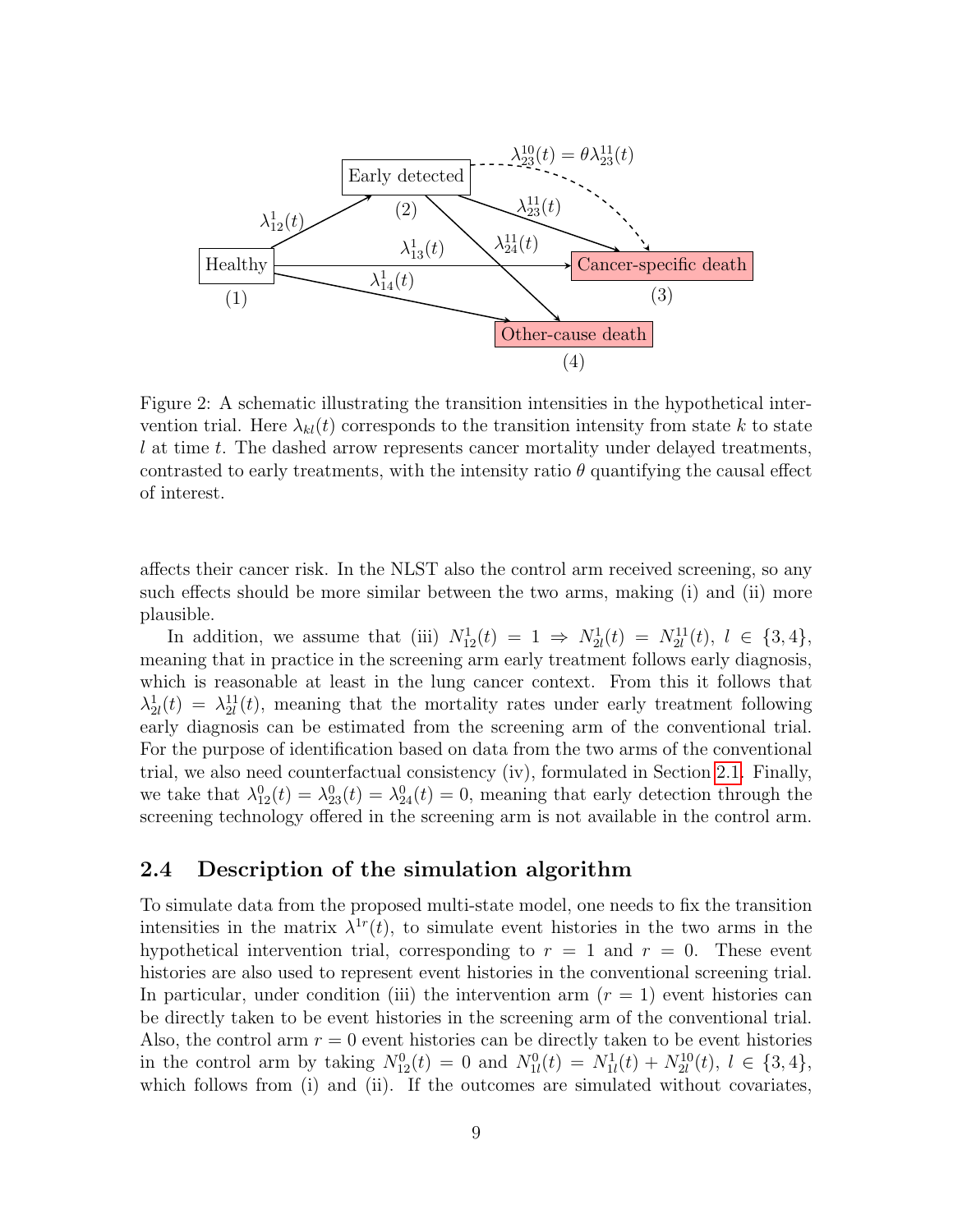Figure 2: A schematic illustrating the transition intensities in the hypothetical intervention trial. Here $\lambda_{kl}(t)$ corresponds to the transition intensity from state $k$ to state $l$ at time $t$. The dashed arrow represents cancer mortality under delayed treatments, contrasted to early treatments, with the intensity ratio $\theta$ quantifying the causal effect of interest.

affects their cancer risk. In the NLST also the control arm received screening, so any such effects should be more similar between the two arms, making (i) and (ii) more plausible.

In addition, we assume that (iii) $N^1_{12}(t) = 1 \Rightarrow N^1_{2l}(t) = N^{11}_{2l}(t)$, $l \in \{3, 4\}$, meaning that in practice in the screening arm early treatment follows early diagnosis, which is reasonable at least in the lung cancer context. From this it follows that $\lambda^1_{2l}(t) = \lambda^{11}_{2l}(t)$, meaning that the mortality rates under early treatment following early diagnosis can be estimated from the screening arm of the conventional trial. For the purpose of identification based on data from the two arms of the conventional trial, we also need counterfactual consistency (iv), formulated in Section 2.1. Finally, we take that $\lambda^0_{12}(t) = \lambda^0_{23}(t) = \lambda^0_{24}(t) = 0$, meaning that early detection through the screening technology offered in the screening arm is not available in the control arm.

## 2.4 Description of the simulation algorithm

To simulate data from the proposed multi-state model, one needs to fix the transition intensities in the matrix $\lambda^{1r}(t)$, to simulate event histories in the two arms in the hypothetical intervention trial, corresponding to $r = 1$ and $r = 0$. These event histories are also used to represent event histories in the conventional screening trial. In particular, under condition (iii) the intervention arm ($r = 1$) event histories can be directly taken to be event histories in the screening arm of the conventional trial. Also, the control arm $r = 0$ event histories can be directly taken to be event histories in the control arm by taking $N^0_{12}(t) = 0$ and $N^0_{1l}(t) = N^1_{1l}(t) + N^{10}_{2l}(t)$, $l \in \{3, 4\}$, which follows from (i) and (ii). If the outcomes are simulated without covariates,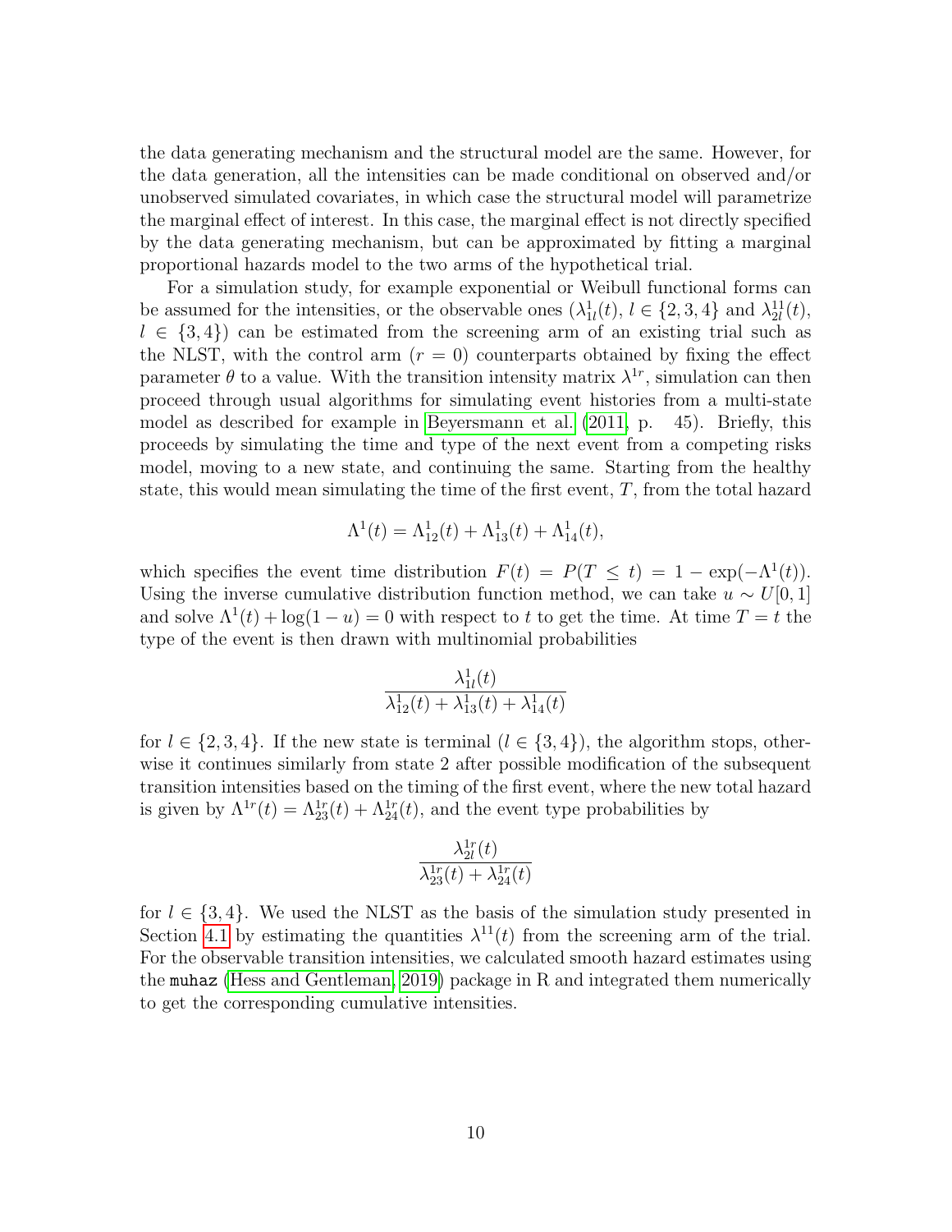the data generating mechanism and the structural model are the same. However, for the data generation, all the intensities can be made conditional on observed and/or unobserved simulated covariates, in which case the structural model will parametrize the marginal effect of interest. In this case, the marginal effect is not directly specified by the data generating mechanism, but can be approximated by fitting a marginal proportional hazards model to the two arms of the hypothetical trial.

For a simulation study, for example exponential or Weibull functional forms can be assumed for the intensities, or the observable ones ($\lambda^1_{1l}(t)$, $l \in \{2, 3, 4\}$ and $\lambda^{11}_{2l}(t)$, $l \in \{3, 4\}$) can be estimated from the screening arm of an existing trial such as the NLST, with the control arm ($r = 0$) counterparts obtained by fixing the effect parameter $\theta$ to a value. With the transition intensity matrix $\lambda^{1r}$, simulation can then proceed through usual algorithms for simulating event histories from a multi-state model as described for example in Beyersmann et al. (2011, p. 45). Briefly, this proceeds by simulating the time and type of the next event from a competing risks model, moving to a new state, and continuing the same. Starting from the healthy state, this would mean simulating the time of the first event, $T$, from the total hazard

$$\Lambda^1(t) = \Lambda^1_{12}(t) + \Lambda^1_{13}(t) + \Lambda^1_{14}(t),$$

which specifies the event time distribution $F(t) = P(T \leq t) = 1 - \exp(-\Lambda^1(t))$. Using the inverse cumulative distribution function method, we can take $u \sim U[0, 1]$ and solve $\Lambda^1(t) + \log(1 - u) = 0$ with respect to $t$ to get the time. At time $T = t$ the type of the event is then drawn with multinomial probabilities

$$\frac{\lambda^1_{1l}(t)}{\lambda^1_{12}(t) + \lambda^1_{13}(t) + \lambda^1_{14}(t)}$$

for $l \in \{2, 3, 4\}$. If the new state is terminal ($l \in \{3, 4\}$), the algorithm stops, otherwise it continues similarly from state 2 after possible modification of the subsequent transition intensities based on the timing of the first event, where the new total hazard is given by $\Lambda^{1r}(t) = \Lambda^{1r}_{23}(t) + \Lambda^{1r}_{24}(t)$, and the event type probabilities by

$$\frac{\lambda^{1r}_{2l}(t)}{\lambda^{1r}_{23}(t) + \lambda^{1r}_{24}(t)}$$

for $l \in \{3, 4\}$. We used the NLST as the basis of the simulation study presented in Section 4.1 by estimating the quantities $\lambda^{11}(t)$ from the screening arm of the trial. For the observable transition intensities, we calculated smooth hazard estimates using the `muhaz` (Hess and Gentleman, 2019) package in R and integrated them numerically to get the corresponding cumulative intensities.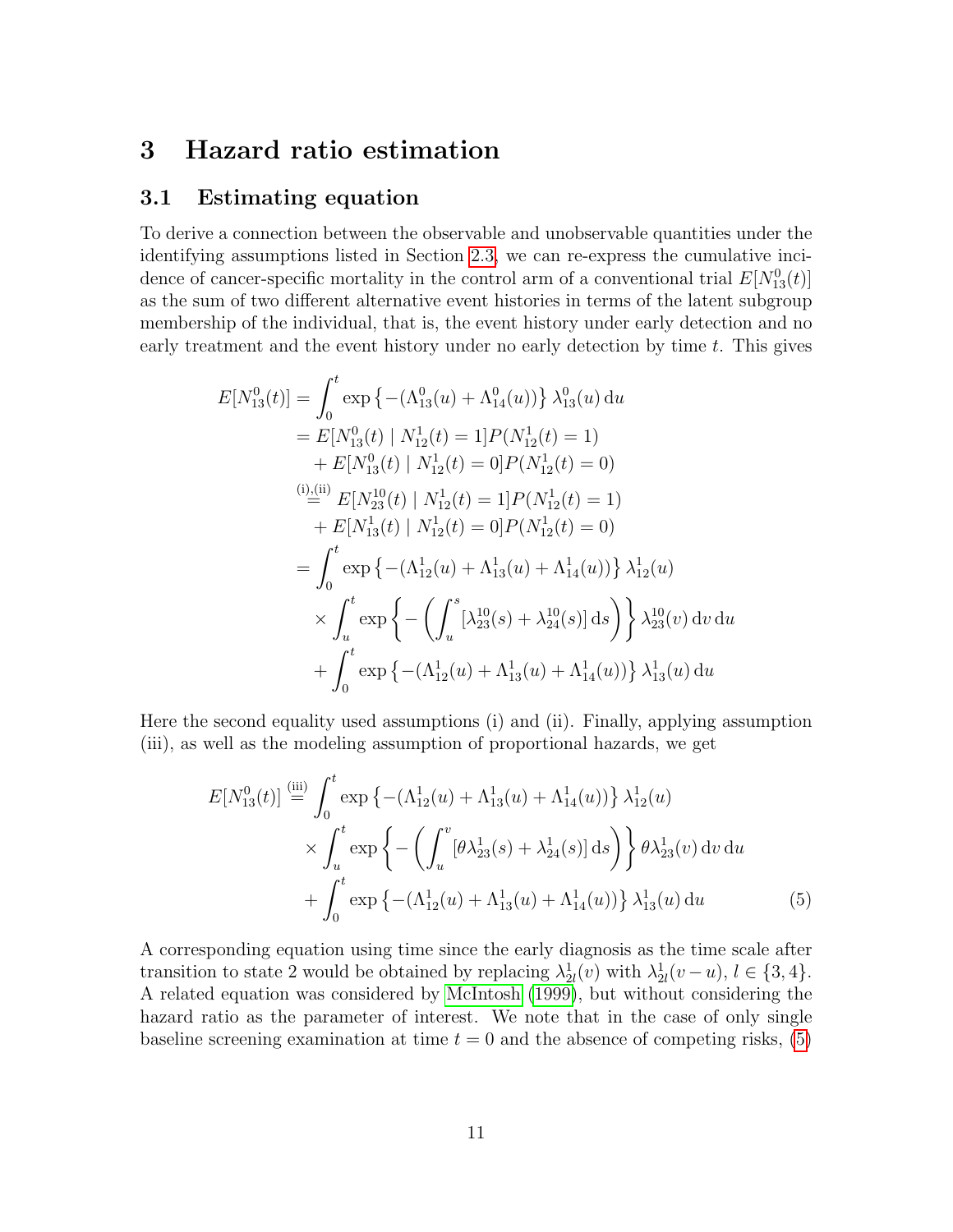# 3 Hazard ratio estimation

## 3.1 Estimating equation

To derive a connection between the observable and unobservable quantities under the identifying assumptions listed in Section 2.3, we can re-express the cumulative incidence of cancer-specific mortality in the control arm of a conventional trial $E[N_{13}^0(t)]$ as the sum of two different alternative event histories in terms of the latent subgroup membership of the individual, that is, the event history under early detection and no early treatment and the event history under no early detection by time $t$. This gives

$$
\begin{aligned}
E[N_{13}^0(t)] &= \int_0^t \exp\left\{-(\Lambda_{13}^0(u) + \Lambda_{14}^0(u))\right\} \lambda_{13}^0(u)\,\mathrm{d}u \\
&= E[N_{13}^0(t) \mid N_{12}^1(t) = 1] P(N_{12}^1(t) = 1) \\
&\quad + E[N_{13}^0(t) \mid N_{12}^1(t) = 0] P(N_{12}^1(t) = 0) \\
&\overset{\text{(i),(ii)}}{=} E[N_{23}^{10}(t) \mid N_{12}^1(t) = 1] P(N_{12}^1(t) = 1) \\
&\quad + E[N_{13}^1(t) \mid N_{12}^1(t) = 0] P(N_{12}^1(t) = 0) \\
&= \int_0^t \exp\left\{-(\Lambda_{12}^1(u) + \Lambda_{13}^1(u) + \Lambda_{14}^1(u))\right\} \lambda_{12}^1(u) \\
&\quad \times \int_u^t \exp\left\{-\left(\int_u^s [\lambda_{23}^{10}(s) + \lambda_{24}^{10}(s)]\,\mathrm{d}s\right)\right\} \lambda_{23}^{10}(v)\,\mathrm{d}v\,\mathrm{d}u \\
&\quad + \int_0^t \exp\left\{-(\Lambda_{12}^1(u) + \Lambda_{13}^1(u) + \Lambda_{14}^1(u))\right\} \lambda_{13}^1(u)\,\mathrm{d}u
\end{aligned}
$$

Here the second equality used assumptions (i) and (ii). Finally, applying assumption (iii), as well as the modeling assumption of proportional hazards, we get

$$
\begin{aligned}
E[N_{13}^0(t)] &\overset{\text{(iii)}}{=} \int_0^t \exp\left\{-(\Lambda_{12}^1(u) + \Lambda_{13}^1(u) + \Lambda_{14}^1(u))\right\} \lambda_{12}^1(u) \\
&\quad \times \int_u^t \exp\left\{-\left(\int_u^v [\theta\lambda_{23}^1(s) + \lambda_{24}^1(s)]\,\mathrm{d}s\right)\right\} \theta\lambda_{23}^1(v)\,\mathrm{d}v\,\mathrm{d}u \\
&\quad + \int_0^t \exp\left\{-(\Lambda_{12}^1(u) + \Lambda_{13}^1(u) + \Lambda_{14}^1(u))\right\} \lambda_{13}^1(u)\,\mathrm{d}u \qquad (5)
\end{aligned}
$$

A corresponding equation using time since the early diagnosis as the time scale after transition to state 2 would be obtained by replacing $\lambda_{2l}^1(v)$ with $\lambda_{2l}^1(v-u)$, $l \in \{3, 4\}$. A related equation was considered by McIntosh (1999), but without considering the hazard ratio as the parameter of interest. We note that in the case of only single baseline screening examination at time $t = 0$ and the absence of competing risks, (5)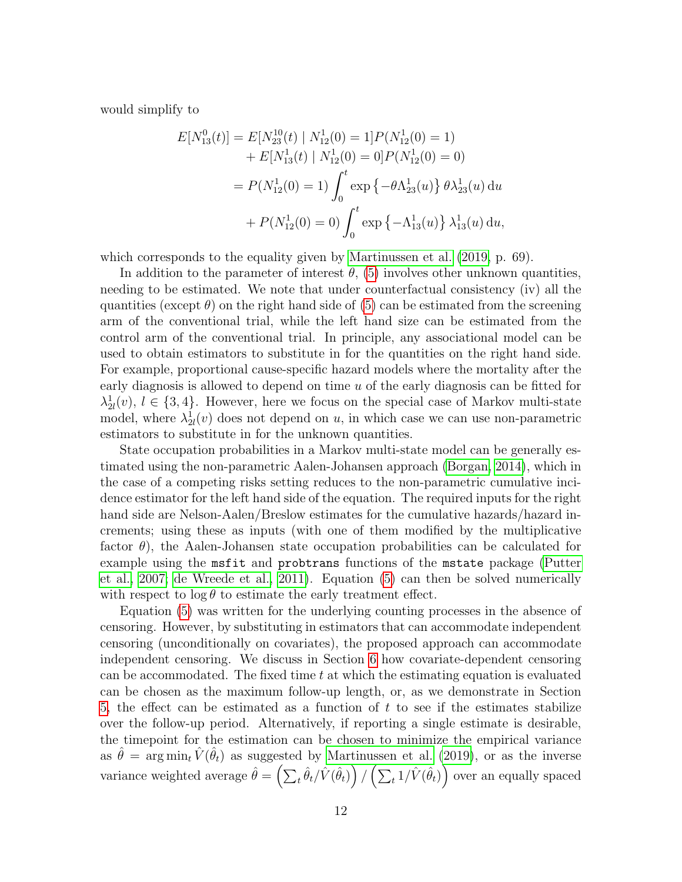would simplify to

$$
\begin{aligned}
E[N_{13}^{0}(t)] &= E[N_{23}^{10}(t) \mid N_{12}^{1}(0) = 1]P(N_{12}^{1}(0) = 1) \\
&\quad + E[N_{13}^{1}(t) \mid N_{12}^{1}(0) = 0]P(N_{12}^{1}(0) = 0) \\
&= P(N_{12}^{1}(0) = 1) \int_0^t \exp\left\{-\theta \Lambda_{23}^{1}(u)\right\} \theta \lambda_{23}^{1}(u)\, \mathrm{d}u \\
&\quad + P(N_{12}^{1}(0) = 0) \int_0^t \exp\left\{-\Lambda_{13}^{1}(u)\right\} \lambda_{13}^{1}(u)\, \mathrm{d}u,
\end{aligned}
$$

which corresponds to the equality given by Martinussen et al. (2019, p. 69).

In addition to the parameter of interest $\theta$, (5) involves other unknown quantities, needing to be estimated. We note that under counterfactual consistency (iv) all the quantities (except $\theta$) on the right hand side of (5) can be estimated from the screening arm of the conventional trial, while the left hand size can be estimated from the control arm of the conventional trial. In principle, any associational model can be used to obtain estimators to substitute in for the quantities on the right hand side. For example, proportional cause-specific hazard models where the mortality after the early diagnosis is allowed to depend on time $u$ of the early diagnosis can be fitted for $\lambda_{2l}^{1}(v)$, $l \in \{3, 4\}$. However, here we focus on the special case of Markov multi-state model, where $\lambda_{2l}^{1}(v)$ does not depend on $u$, in which case we can use non-parametric estimators to substitute in for the unknown quantities.

State occupation probabilities in a Markov multi-state model can be generally estimated using the non-parametric Aalen-Johansen approach (Borgan, 2014), which in the case of a competing risks setting reduces to the non-parametric cumulative incidence estimator for the left hand side of the equation. The required inputs for the right hand side are Nelson-Aalen/Breslow estimates for the cumulative hazards/hazard increments; using these as inputs (with one of them modified by the multiplicative factor $\theta$), the Aalen-Johansen state occupation probabilities can be calculated for example using the `msfit` and `probtrans` functions of the `mstate` package (Putter et al., 2007; de Wreede et al., 2011). Equation (5) can then be solved numerically with respect to $\log \theta$ to estimate the early treatment effect.

Equation (5) was written for the underlying counting processes in the absence of censoring. However, by substituting in estimators that can accommodate independent censoring (unconditionally on covariates), the proposed approach can accommodate independent censoring. We discuss in Section 6 how covariate-dependent censoring can be accommodated. The fixed time $t$ at which the estimating equation is evaluated can be chosen as the maximum follow-up length, or, as we demonstrate in Section 5, the effect can be estimated as a function of $t$ to see if the estimates stabilize over the follow-up period. Alternatively, if reporting a single estimate is desirable, the timepoint for the estimation can be chosen to minimize the empirical variance as $\hat{\theta} = \arg\min_t \hat{V}(\hat{\theta}_t)$ as suggested by Martinussen et al. (2019), or as the inverse variance weighted average $\hat{\theta} = \left(\sum_t \hat{\theta}_t / \hat{V}(\hat{\theta}_t)\right) / \left(\sum_t 1/\hat{V}(\hat{\theta}_t)\right)$ over an equally spaced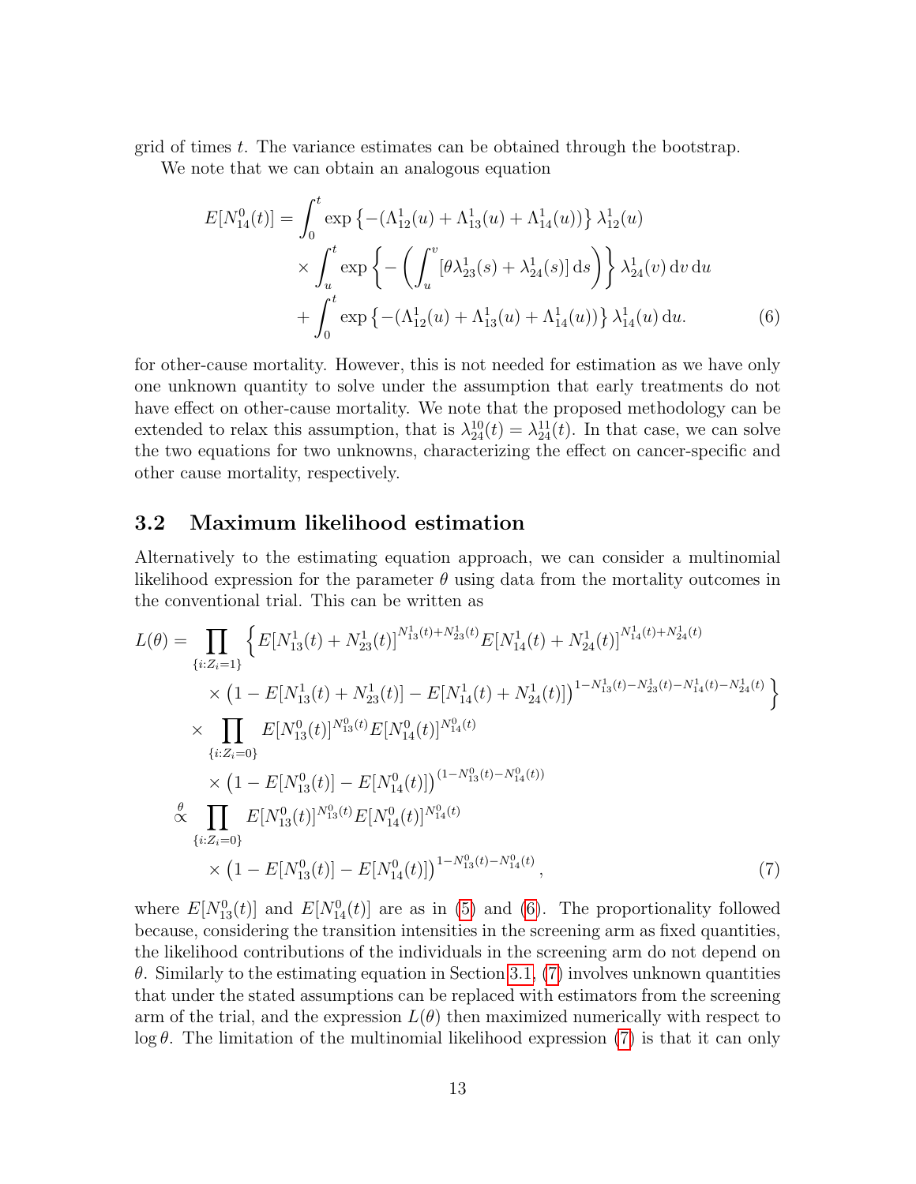grid of times $t$. The variance estimates can be obtained through the bootstrap.

We note that we can obtain an analogous equation

$$
\begin{aligned}
E[N_{14}^0(t)] = &\int_0^t \exp\left\{-(\Lambda_{12}^1(u) + \Lambda_{13}^1(u) + \Lambda_{14}^1(u))\right\} \lambda_{12}^1(u) \\
&\times \int_u^t \exp\left\{-\left(\int_u^v [\theta \lambda_{23}^1(s) + \lambda_{24}^1(s)]\,\mathrm{d}s\right)\right\} \lambda_{24}^1(v)\,\mathrm{d}v\,\mathrm{d}u \\
&+ \int_0^t \exp\left\{-(\Lambda_{12}^1(u) + \Lambda_{13}^1(u) + \Lambda_{14}^1(u))\right\} \lambda_{14}^1(u)\,\mathrm{d}u. \qquad (6)
\end{aligned}
$$

for other-cause mortality. However, this is not needed for estimation as we have only one unknown quantity to solve under the assumption that early treatments do not have effect on other-cause mortality. We note that the proposed methodology can be extended to relax this assumption, that is $\lambda_{24}^{10}(t) = \lambda_{24}^{11}(t)$. In that case, we can solve the two equations for two unknowns, characterizing the effect on cancer-specific and other cause mortality, respectively.

## 3.2 Maximum likelihood estimation

Alternatively to the estimating equation approach, we can consider a multinomial likelihood expression for the parameter $\theta$ using data from the mortality outcomes in the conventional trial. This can be written as

$$
\begin{aligned}
L(\theta) = &\prod_{\{i:Z_i=1\}} \Big\{ E[N_{13}^1(t) + N_{23}^1(t)]^{N_{13}^1(t)+N_{23}^1(t)} E[N_{14}^1(t) + N_{24}^1(t)]^{N_{14}^1(t)+N_{24}^1(t)} \\
&\quad \times \left(1 - E[N_{13}^1(t) + N_{23}^1(t)] - E[N_{14}^1(t) + N_{24}^1(t)]\right)^{1-N_{13}^1(t)-N_{23}^1(t)-N_{14}^1(t)-N_{24}^1(t)} \Big\} \\
&\times \prod_{\{i:Z_i=0\}} E[N_{13}^0(t)]^{N_{13}^0(t)} E[N_{14}^0(t)]^{N_{14}^0(t)} \\
&\quad \times \left(1 - E[N_{13}^0(t)] - E[N_{14}^0(t)]\right)^{(1-N_{13}^0(t)-N_{14}^0(t))} \\
\overset{\theta}{\propto} &\prod_{\{i:Z_i=0\}} E[N_{13}^0(t)]^{N_{13}^0(t)} E[N_{14}^0(t)]^{N_{14}^0(t)} \\
&\quad \times \left(1 - E[N_{13}^0(t)] - E[N_{14}^0(t)]\right)^{1-N_{13}^0(t)-N_{14}^0(t)}, \qquad (7)
\end{aligned}
$$

where $E[N_{13}^0(t)]$ and $E[N_{14}^0(t)]$ are as in (5) and (6). The proportionality followed because, considering the transition intensities in the screening arm as fixed quantities, the likelihood contributions of the individuals in the screening arm do not depend on $\theta$. Similarly to the estimating equation in Section 3.1, (7) involves unknown quantities that under the stated assumptions can be replaced with estimators from the screening arm of the trial, and the expression $L(\theta)$ then maximized numerically with respect to $\log \theta$. The limitation of the multinomial likelihood expression (7) is that it can only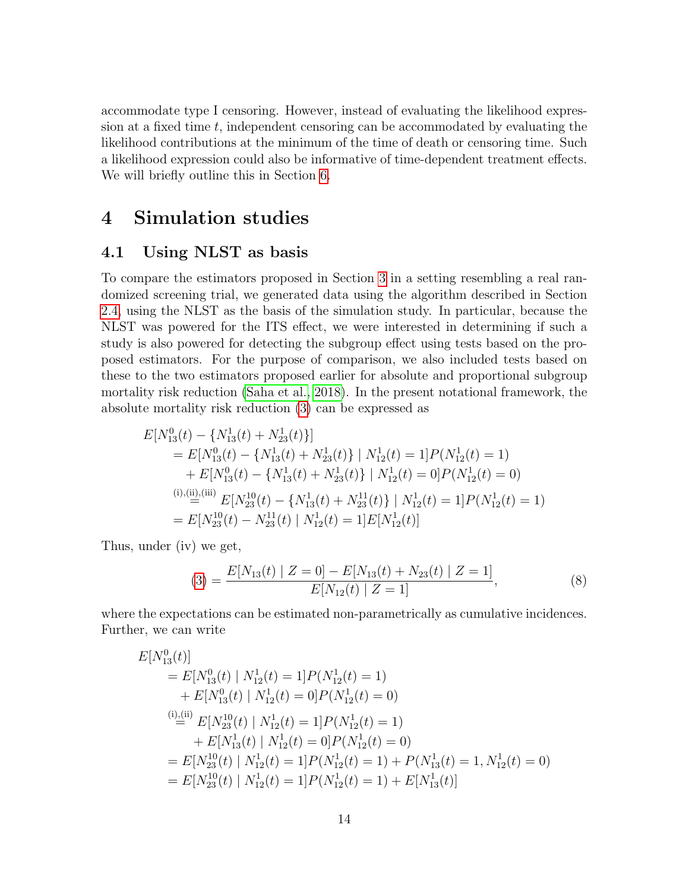accommodate type I censoring. However, instead of evaluating the likelihood expression at a fixed time $t$, independent censoring can be accommodated by evaluating the likelihood contributions at the minimum of the time of death or censoring time. Such a likelihood expression could also be informative of time-dependent treatment effects. We will briefly outline this in Section 6.

# 4 Simulation studies

## 4.1 Using NLST as basis

To compare the estimators proposed in Section 3 in a setting resembling a real randomized screening trial, we generated data using the algorithm described in Section 2.4, using the NLST as the basis of the simulation study. In particular, because the NLST was powered for the ITS effect, we were interested in determining if such a study is also powered for detecting the subgroup effect using tests based on the proposed estimators. For the purpose of comparison, we also included tests based on these to the two estimators proposed earlier for absolute and proportional subgroup mortality risk reduction (Saha et al., 2018). In the present notational framework, the absolute mortality risk reduction (3) can be expressed as

$$
\begin{aligned}
&E[N_{13}^0(t) - \{N_{13}^1(t) + N_{23}^1(t)\}] \\
&\quad = E[N_{13}^0(t) - \{N_{13}^1(t) + N_{23}^1(t)\} \mid N_{12}^1(t) = 1]P(N_{12}^1(t) = 1) \\
&\qquad + E[N_{13}^0(t) - \{N_{13}^1(t) + N_{23}^1(t)\} \mid N_{12}^1(t) = 0]P(N_{12}^1(t) = 0) \\
&\quad \overset{\text{(i),(ii),(iii)}}{=} E[N_{23}^{10}(t) - \{N_{13}^1(t) + N_{23}^{11}(t)\} \mid N_{12}^1(t) = 1]P(N_{12}^1(t) = 1) \\
&\quad = E[N_{23}^{10}(t) - N_{23}^{11}(t) \mid N_{12}^1(t) = 1]E[N_{12}^1(t)]
\end{aligned}
$$

Thus, under (iv) we get,

$$
(3) = \frac{E[N_{13}(t) \mid Z = 0] - E[N_{13}(t) + N_{23}(t) \mid Z = 1]}{E[N_{12}(t) \mid Z = 1]}, \tag{8}
$$

where the expectations can be estimated non-parametrically as cumulative incidences. Further, we can write

$$
\begin{aligned}
&E[N_{13}^0(t)] \\
&\quad = E[N_{13}^0(t) \mid N_{12}^1(t) = 1]P(N_{12}^1(t) = 1) \\
&\qquad + E[N_{13}^0(t) \mid N_{12}^1(t) = 0]P(N_{12}^1(t) = 0) \\
&\quad \overset{\text{(i),(ii)}}{=} E[N_{23}^{10}(t) \mid N_{12}^1(t) = 1]P(N_{12}^1(t) = 1) \\
&\qquad\quad + E[N_{13}^1(t) \mid N_{12}^1(t) = 0]P(N_{12}^1(t) = 0) \\
&\quad = E[N_{23}^{10}(t) \mid N_{12}^1(t) = 1]P(N_{12}^1(t) = 1) + P(N_{13}^1(t) = 1, N_{12}^1(t) = 0) \\
&\quad = E[N_{23}^{10}(t) \mid N_{12}^1(t) = 1]P(N_{12}^1(t) = 1) + E[N_{13}^1(t)]
\end{aligned}
$$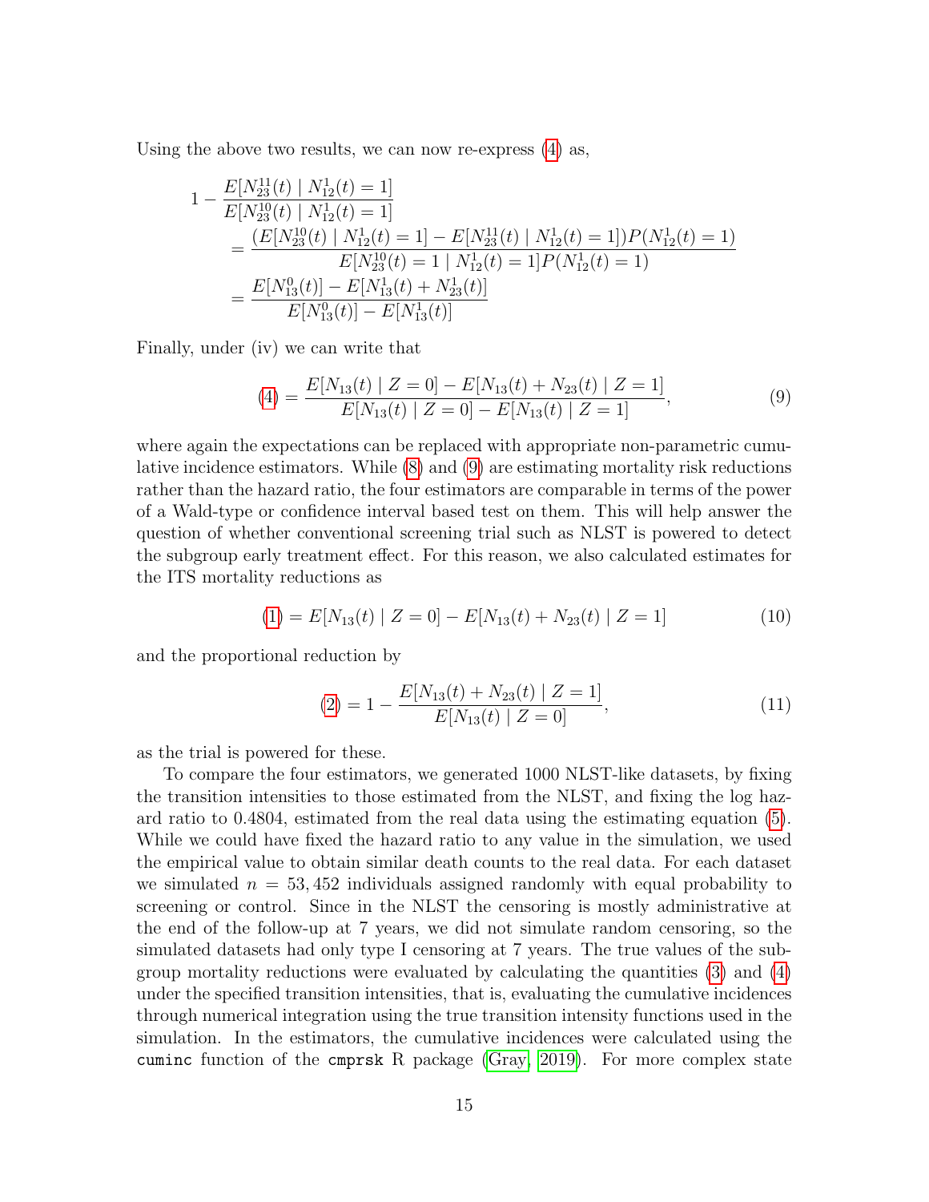Using the above two results, we can now re-express (4) as,

$$
\begin{aligned}
1 - \frac{E[N_{23}^{11}(t) \mid N_{12}^{1}(t) = 1]}{E[N_{23}^{10}(t) \mid N_{12}^{1}(t) = 1]}
&= \frac{(E[N_{23}^{10}(t) \mid N_{12}^{1}(t) = 1] - E[N_{23}^{11}(t) \mid N_{12}^{1}(t) = 1])P(N_{12}^{1}(t) = 1)}{E[N_{23}^{10}(t) = 1 \mid N_{12}^{1}(t) = 1]P(N_{12}^{1}(t) = 1)} \\
&= \frac{E[N_{13}^{0}(t)] - E[N_{13}^{1}(t) + N_{23}^{1}(t)]}{E[N_{13}^{0}(t)] - E[N_{13}^{1}(t)]}
\end{aligned}
$$

Finally, under (iv) we can write that

$$
(4) = \frac{E[N_{13}(t) \mid Z = 0] - E[N_{13}(t) + N_{23}(t) \mid Z = 1]}{E[N_{13}(t) \mid Z = 0] - E[N_{13}(t) \mid Z = 1]}, \tag{9}
$$

where again the expectations can be replaced with appropriate non-parametric cumulative incidence estimators. While (8) and (9) are estimating mortality risk reductions rather than the hazard ratio, the four estimators are comparable in terms of the power of a Wald-type or confidence interval based test on them. This will help answer the question of whether conventional screening trial such as NLST is powered to detect the subgroup early treatment effect. For this reason, we also calculated estimates for the ITS mortality reductions as

$$
(1) = E[N_{13}(t) \mid Z = 0] - E[N_{13}(t) + N_{23}(t) \mid Z = 1] \tag{10}
$$

and the proportional reduction by

$$
(2) = 1 - \frac{E[N_{13}(t) + N_{23}(t) \mid Z = 1]}{E[N_{13}(t) \mid Z = 0]}, \tag{11}
$$

as the trial is powered for these.

To compare the four estimators, we generated 1000 NLST-like datasets, by fixing the transition intensities to those estimated from the NLST, and fixing the log hazard ratio to 0.4804, estimated from the real data using the estimating equation (5). While we could have fixed the hazard ratio to any value in the simulation, we used the empirical value to obtain similar death counts to the real data. For each dataset we simulated $n = 53,452$ individuals assigned randomly with equal probability to screening or control. Since in the NLST the censoring is mostly administrative at the end of the follow-up at 7 years, we did not simulate random censoring, so the simulated datasets had only type I censoring at 7 years. The true values of the subgroup mortality reductions were evaluated by calculating the quantities (3) and (4) under the specified transition intensities, that is, evaluating the cumulative incidences through numerical integration using the true transition intensity functions used in the simulation. In the estimators, the cumulative incidences were calculated using the `cuminc` function of the `cmprsk` R package (Gray, 2019). For more complex state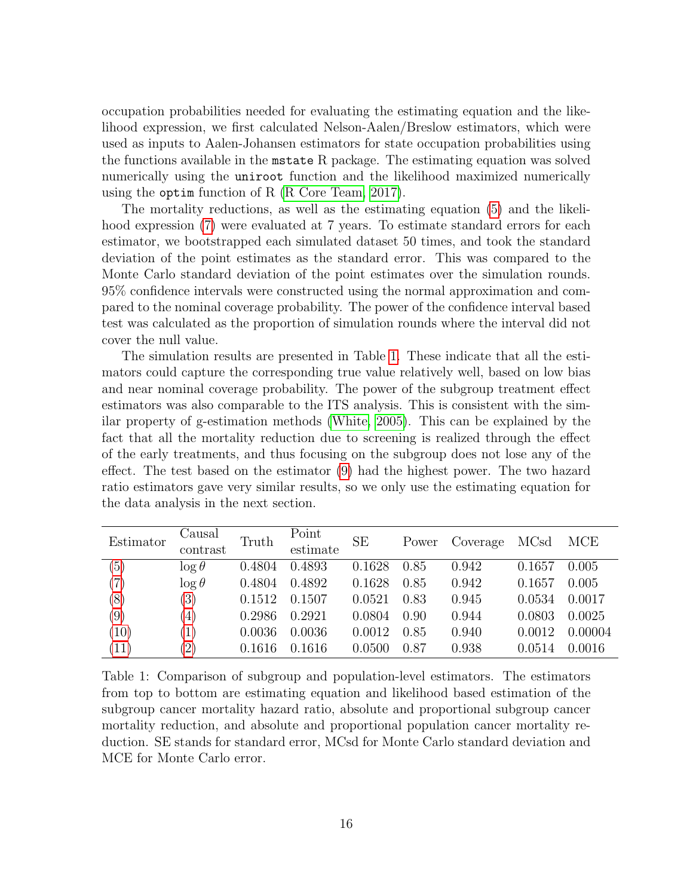occupation probabilities needed for evaluating the estimating equation and the likelihood expression, we first calculated Nelson-Aalen/Breslow estimators, which were used as inputs to Aalen-Johansen estimators for state occupation probabilities using the functions available in the `mstate` R package. The estimating equation was solved numerically using the `uniroot` function and the likelihood maximized numerically using the `optim` function of R (R Core Team, 2017).

The mortality reductions, as well as the estimating equation (5) and the likelihood expression (7) were evaluated at 7 years. To estimate standard errors for each estimator, we bootstrapped each simulated dataset 50 times, and took the standard deviation of the point estimates as the standard error. This was compared to the Monte Carlo standard deviation of the point estimates over the simulation rounds. 95% confidence intervals were constructed using the normal approximation and compared to the nominal coverage probability. The power of the confidence interval based test was calculated as the proportion of simulation rounds where the interval did not cover the null value.

The simulation results are presented in Table 1. These indicate that all the estimators could capture the corresponding true value relatively well, based on low bias and near nominal coverage probability. The power of the subgroup treatment effect estimators was also comparable to the ITS analysis. This is consistent with the similar property of g-estimation methods (White, 2005). This can be explained by the fact that all the mortality reduction due to screening is realized through the effect of the early treatments, and thus focusing on the subgroup does not lose any of the effect. The test based on the estimator (9) had the highest power. The two hazard ratio estimators gave very similar results, so we only use the estimating equation for the data analysis in the next section.

| Estimator | Causal contrast | Truth | Point estimate | SE | Power | Coverage | MCsd | MCE |
|---|---|---|---|---|---|---|---|---|
| (5) | $\log \theta$ | 0.4804 | 0.4893 | 0.1628 | 0.85 | 0.942 | 0.1657 | 0.005 |
| (7) | $\log \theta$ | 0.4804 | 0.4892 | 0.1628 | 0.85 | 0.942 | 0.1657 | 0.005 |
| (8) | (3) | 0.1512 | 0.1507 | 0.0521 | 0.83 | 0.945 | 0.0534 | 0.0017 |
| (9) | (4) | 0.2986 | 0.2921 | 0.0804 | 0.90 | 0.944 | 0.0803 | 0.0025 |
| (10) | (1) | 0.0036 | 0.0036 | 0.0012 | 0.85 | 0.940 | 0.0012 | 0.00004 |
| (11) | (2) | 0.1616 | 0.1616 | 0.0500 | 0.87 | 0.938 | 0.0514 | 0.0016 |

Table 1: Comparison of subgroup and population-level estimators. The estimators from top to bottom are estimating equation and likelihood based estimation of the subgroup cancer mortality hazard ratio, absolute and proportional subgroup cancer mortality reduction, and absolute and proportional population cancer mortality reduction. SE stands for standard error, MCsd for Monte Carlo standard deviation and MCE for Monte Carlo error.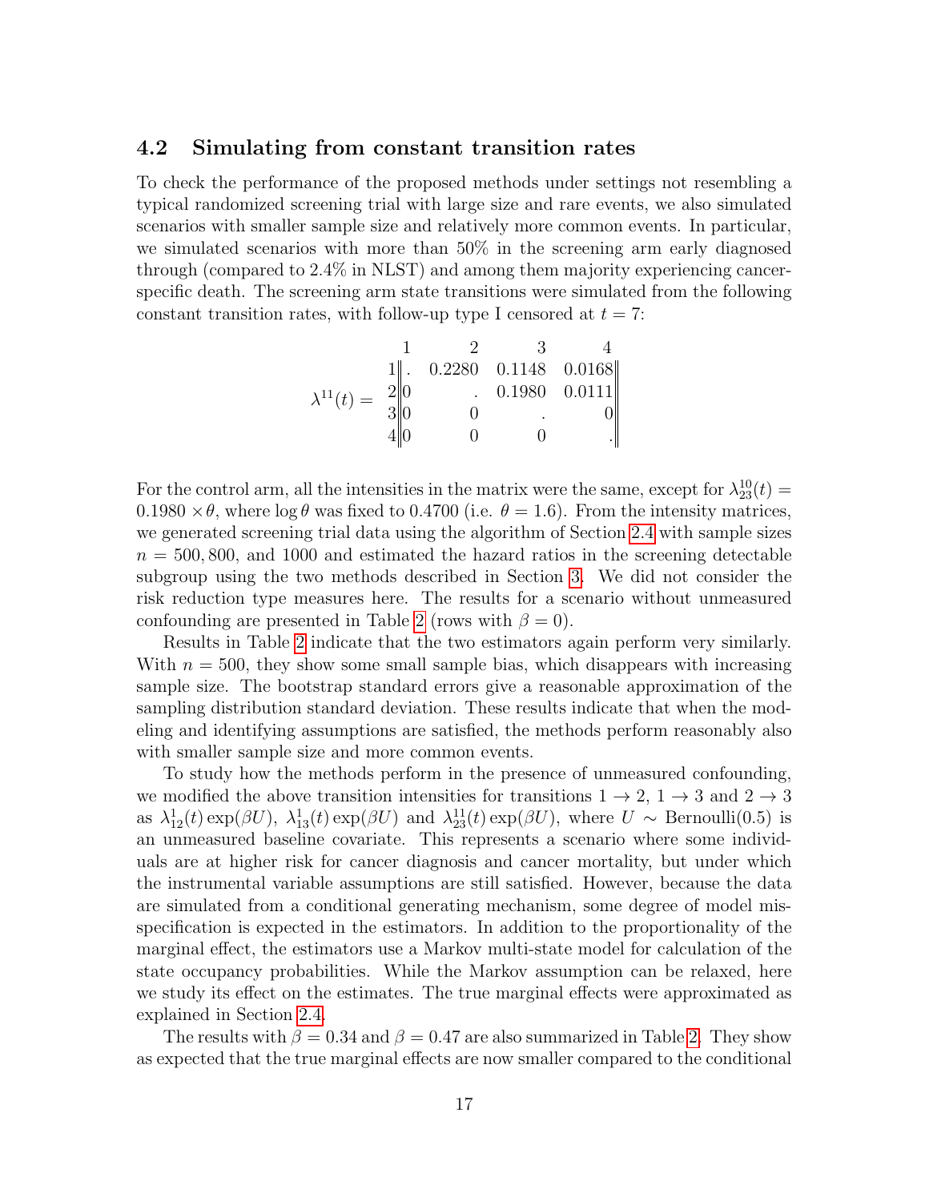### 4.2 Simulating from constant transition rates

To check the performance of the proposed methods under settings not resembling a typical randomized screening trial with large size and rare events, we also simulated scenarios with smaller sample size and relatively more common events. In particular, we simulated scenarios with more than 50% in the screening arm early diagnosed through (compared to 2.4% in NLST) and among them majority experiencing cancer-specific death. The screening arm state transitions were simulated from the following constant transition rates, with follow-up type I censored at $t = 7$:

$$
\lambda^{11}(t) = \begin{array}{c} \\ 1 \\ 2 \\ 3 \\ 4 \end{array}
\begin{array}{cccc} 1 & 2 & 3 & 4 \\ \end{array}
\left\|\begin{array}{llll}
. & 0.2280 & 0.1148 & 0.0168 \\
0 & . & 0.1980 & 0.0111 \\
0 & 0 & . & 0 \\
0 & 0 & 0 & .
\end{array}\right\|
$$

For the control arm, all the intensities in the matrix were the same, except for $\lambda^{10}_{23}(t) = 0.1980 \times \theta$, where $\log \theta$ was fixed to 0.4700 (i.e. $\theta = 1.6$). From the intensity matrices, we generated screening trial data using the algorithm of Section 2.4 with sample sizes $n = 500, 800,$ and 1000 and estimated the hazard ratios in the screening detectable subgroup using the two methods described in Section 3. We did not consider the risk reduction type measures here. The results for a scenario without unmeasured confounding are presented in Table 2 (rows with $\beta = 0$).

Results in Table 2 indicate that the two estimators again perform very similarly. With $n = 500$, they show some small sample bias, which disappears with increasing sample size. The bootstrap standard errors give a reasonable approximation of the sampling distribution standard deviation. These results indicate that when the modeling and identifying assumptions are satisfied, the methods perform reasonably also with smaller sample size and more common events.

To study how the methods perform in the presence of unmeasured confounding, we modified the above transition intensities for transitions $1 \to 2$, $1 \to 3$ and $2 \to 3$ as $\lambda^{1}_{12}(t)\exp(\beta U)$, $\lambda^{1}_{13}(t)\exp(\beta U)$ and $\lambda^{11}_{23}(t)\exp(\beta U)$, where $U \sim \text{Bernoulli}(0.5)$ is an unmeasured baseline covariate. This represents a scenario where some individuals are at higher risk for cancer diagnosis and cancer mortality, but under which the instrumental variable assumptions are still satisfied. However, because the data are simulated from a conditional generating mechanism, some degree of model misspecification is expected in the estimators. In addition to the proportionality of the marginal effect, the estimators use a Markov multi-state model for calculation of the state occupancy probabilities. While the Markov assumption can be relaxed, here we study its effect on the estimates. The true marginal effects were approximated as explained in Section 2.4.

The results with $\beta = 0.34$ and $\beta = 0.47$ are also summarized in Table 2. They show as expected that the true marginal effects are now smaller compared to the conditional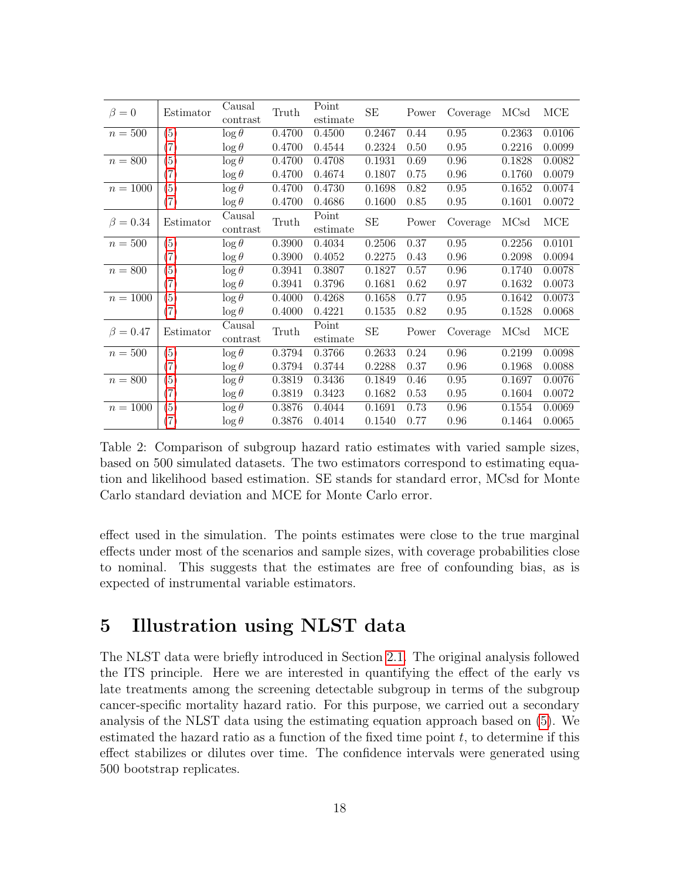| $\beta = 0$ | Estimator | Causal contrast | Truth | Point estimate | SE | Power | Coverage | MCsd | MCE |
|---|---|---|---|---|---|---|---|---|---|
| $n = 500$ | (5) | $\log \theta$ | 0.4700 | 0.4500 | 0.2467 | 0.44 | 0.95 | 0.2363 | 0.0106 |
| | (7) | $\log \theta$ | 0.4700 | 0.4544 | 0.2324 | 0.50 | 0.95 | 0.2216 | 0.0099 |
| $n = 800$ | (5) | $\log \theta$ | 0.4700 | 0.4708 | 0.1931 | 0.69 | 0.96 | 0.1828 | 0.0082 |
| | (7) | $\log \theta$ | 0.4700 | 0.4674 | 0.1807 | 0.75 | 0.96 | 0.1760 | 0.0079 |
| $n = 1000$ | (5) | $\log \theta$ | 0.4700 | 0.4730 | 0.1698 | 0.82 | 0.95 | 0.1652 | 0.0074 |
| | (7) | $\log \theta$ | 0.4700 | 0.4686 | 0.1600 | 0.85 | 0.95 | 0.1601 | 0.0072 |
| $\beta = 0.34$ | Estimator | Causal contrast | Truth | Point estimate | SE | Power | Coverage | MCsd | MCE |
| $n = 500$ | (5) | $\log \theta$ | 0.3900 | 0.4034 | 0.2506 | 0.37 | 0.95 | 0.2256 | 0.0101 |
| | (7) | $\log \theta$ | 0.3900 | 0.4052 | 0.2275 | 0.43 | 0.96 | 0.2098 | 0.0094 |
| $n = 800$ | (5) | $\log \theta$ | 0.3941 | 0.3807 | 0.1827 | 0.57 | 0.96 | 0.1740 | 0.0078 |
| | (7) | $\log \theta$ | 0.3941 | 0.3796 | 0.1681 | 0.62 | 0.97 | 0.1632 | 0.0073 |
| $n = 1000$ | (5) | $\log \theta$ | 0.4000 | 0.4268 | 0.1658 | 0.77 | 0.95 | 0.1642 | 0.0073 |
| | (7) | $\log \theta$ | 0.4000 | 0.4221 | 0.1535 | 0.82 | 0.95 | 0.1528 | 0.0068 |
| $\beta = 0.47$ | Estimator | Causal contrast | Truth | Point estimate | SE | Power | Coverage | MCsd | MCE |
| $n = 500$ | (5) | $\log \theta$ | 0.3794 | 0.3766 | 0.2633 | 0.24 | 0.96 | 0.2199 | 0.0098 |
| | (7) | $\log \theta$ | 0.3794 | 0.3744 | 0.2288 | 0.37 | 0.96 | 0.1968 | 0.0088 |
| $n = 800$ | (5) | $\log \theta$ | 0.3819 | 0.3436 | 0.1849 | 0.46 | 0.95 | 0.1697 | 0.0076 |
| | (7) | $\log \theta$ | 0.3819 | 0.3423 | 0.1682 | 0.53 | 0.95 | 0.1604 | 0.0072 |
| $n = 1000$ | (5) | $\log \theta$ | 0.3876 | 0.4044 | 0.1691 | 0.73 | 0.96 | 0.1554 | 0.0069 |
| | (7) | $\log \theta$ | 0.3876 | 0.4014 | 0.1540 | 0.77 | 0.96 | 0.1464 | 0.0065 |

Table 2: Comparison of subgroup hazard ratio estimates with varied sample sizes, based on 500 simulated datasets. The two estimators correspond to estimating equation and likelihood based estimation. SE stands for standard error, MCsd for Monte Carlo standard deviation and MCE for Monte Carlo error.

effect used in the simulation. The points estimates were close to the true marginal effects under most of the scenarios and sample sizes, with coverage probabilities close to nominal. This suggests that the estimates are free of confounding bias, as is expected of instrumental variable estimators.

# 5 Illustration using NLST data

The NLST data were briefly introduced in Section 2.1. The original analysis followed the ITS principle. Here we are interested in quantifying the effect of the early vs late treatments among the screening detectable subgroup in terms of the subgroup cancer-specific mortality hazard ratio. For this purpose, we carried out a secondary analysis of the NLST data using the estimating equation approach based on (5). We estimated the hazard ratio as a function of the fixed time point $t$, to determine if this effect stabilizes or dilutes over time. The confidence intervals were generated using 500 bootstrap replicates.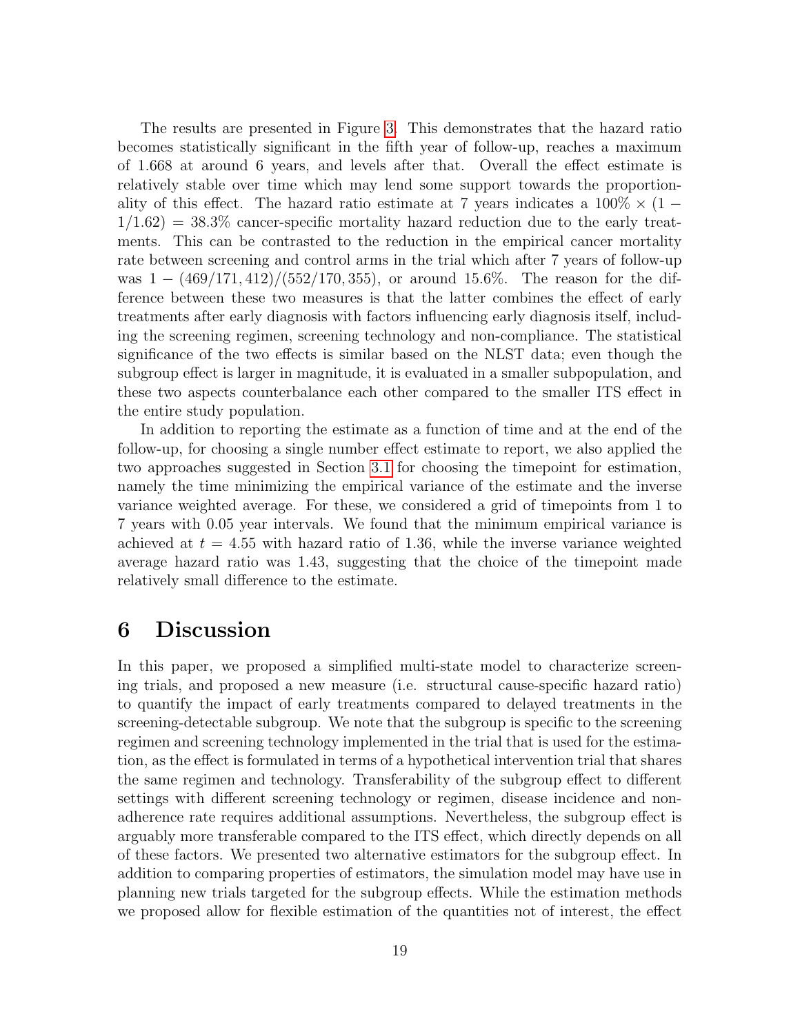The results are presented in Figure 3. This demonstrates that the hazard ratio becomes statistically significant in the fifth year of follow-up, reaches a maximum of 1.668 at around 6 years, and levels after that. Overall the effect estimate is relatively stable over time which may lend some support towards the proportionality of this effect. The hazard ratio estimate at 7 years indicates a $100\% \times (1 - 1/1.62) = 38.3\%$ cancer-specific mortality hazard reduction due to the early treatments. This can be contrasted to the reduction in the empirical cancer mortality rate between screening and control arms in the trial which after 7 years of follow-up was $1 - (469/171,412)/(552/170,355)$, or around 15.6%. The reason for the difference between these two measures is that the latter combines the effect of early treatments after early diagnosis with factors influencing early diagnosis itself, including the screening regimen, screening technology and non-compliance. The statistical significance of the two effects is similar based on the NLST data; even though the subgroup effect is larger in magnitude, it is evaluated in a smaller subpopulation, and these two aspects counterbalance each other compared to the smaller ITS effect in the entire study population.

In addition to reporting the estimate as a function of time and at the end of the follow-up, for choosing a single number effect estimate to report, we also applied the two approaches suggested in Section 3.1 for choosing the timepoint for estimation, namely the time minimizing the empirical variance of the estimate and the inverse variance weighted average. For these, we considered a grid of timepoints from 1 to 7 years with 0.05 year intervals. We found that the minimum empirical variance is achieved at $t = 4.55$ with hazard ratio of 1.36, while the inverse variance weighted average hazard ratio was 1.43, suggesting that the choice of the timepoint made relatively small difference to the estimate.

# 6 Discussion

In this paper, we proposed a simplified multi-state model to characterize screening trials, and proposed a new measure (i.e. structural cause-specific hazard ratio) to quantify the impact of early treatments compared to delayed treatments in the screening-detectable subgroup. We note that the subgroup is specific to the screening regimen and screening technology implemented in the trial that is used for the estimation, as the effect is formulated in terms of a hypothetical intervention trial that shares the same regimen and technology. Transferability of the subgroup effect to different settings with different screening technology or regimen, disease incidence and non-adherence rate requires additional assumptions. Nevertheless, the subgroup effect is arguably more transferable compared to the ITS effect, which directly depends on all of these factors. We presented two alternative estimators for the subgroup effect. In addition to comparing properties of estimators, the simulation model may have use in planning new trials targeted for the subgroup effects. While the estimation methods we proposed allow for flexible estimation of the quantities not of interest, the effect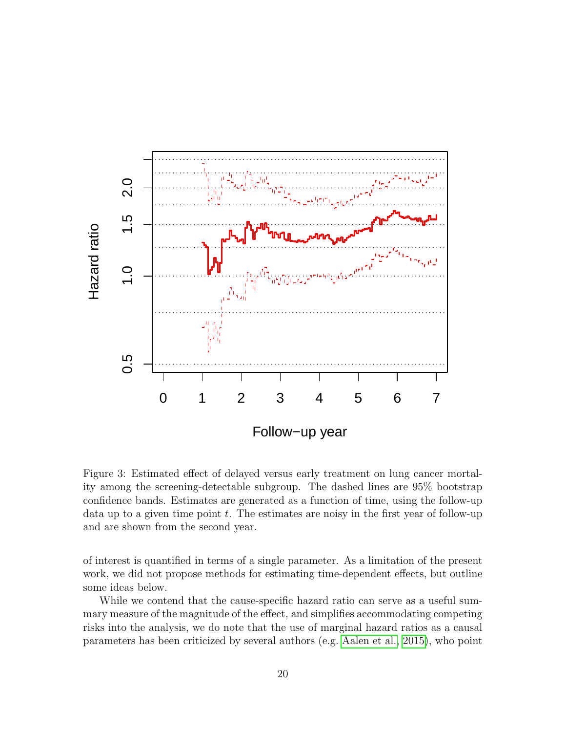Figure 3: Estimated effect of delayed versus early treatment on lung cancer mortality among the screening-detectable subgroup. The dashed lines are 95% bootstrap confidence bands. Estimates are generated as a function of time, using the follow-up data up to a given time point $t$. The estimates are noisy in the first year of follow-up and are shown from the second year.

of interest is quantified in terms of a single parameter. As a limitation of the present work, we did not propose methods for estimating time-dependent effects, but outline some ideas below.

While we contend that the cause-specific hazard ratio can serve as a useful summary measure of the magnitude of the effect, and simplifies accommodating competing risks into the analysis, we do note that the use of marginal hazard ratios as a causal parameters has been criticized by several authors (e.g. Aalen et al., 2015), who point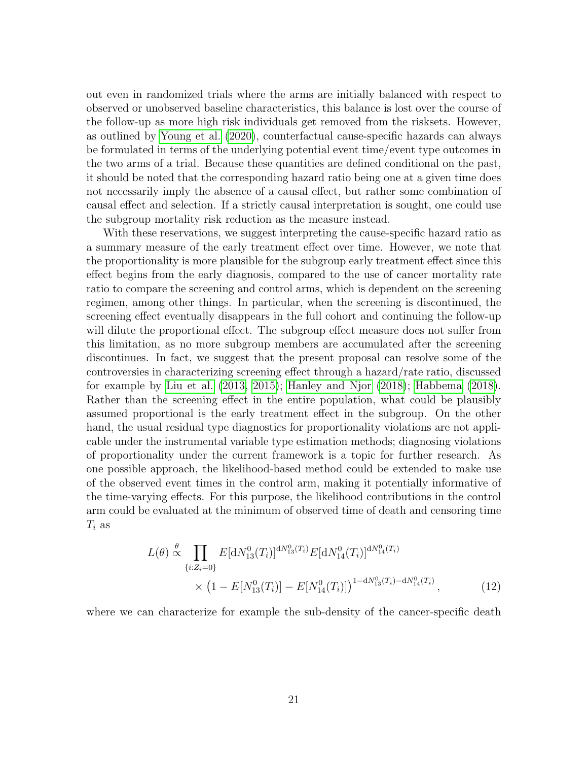out even in randomized trials where the arms are initially balanced with respect to observed or unobserved baseline characteristics, this balance is lost over the course of the follow-up as more high risk individuals get removed from the risksets. However, as outlined by Young et al. (2020), counterfactual cause-specific hazards can always be formulated in terms of the underlying potential event time/event type outcomes in the two arms of a trial. Because these quantities are defined conditional on the past, it should be noted that the corresponding hazard ratio being one at a given time does not necessarily imply the absence of a causal effect, but rather some combination of causal effect and selection. If a strictly causal interpretation is sought, one could use the subgroup mortality risk reduction as the measure instead.

With these reservations, we suggest interpreting the cause-specific hazard ratio as a summary measure of the early treatment effect over time. However, we note that the proportionality is more plausible for the subgroup early treatment effect since this effect begins from the early diagnosis, compared to the use of cancer mortality rate ratio to compare the screening and control arms, which is dependent on the screening regimen, among other things. In particular, when the screening is discontinued, the screening effect eventually disappears in the full cohort and continuing the follow-up will dilute the proportional effect. The subgroup effect measure does not suffer from this limitation, as no more subgroup members are accumulated after the screening discontinues. In fact, we suggest that the present proposal can resolve some of the controversies in characterizing screening effect through a hazard/rate ratio, discussed for example by Liu et al. (2013, 2015); Hanley and Njor (2018); Habbema (2018). Rather than the screening effect in the entire population, what could be plausibly assumed proportional is the early treatment effect in the subgroup. On the other hand, the usual residual type diagnostics for proportionality violations are not applicable under the instrumental variable type estimation methods; diagnosing violations of proportionality under the current framework is a topic for further research. As one possible approach, the likelihood-based method could be extended to make use of the observed event times in the control arm, making it potentially informative of the time-varying effects. For this purpose, the likelihood contributions in the control arm could be evaluated at the minimum of observed time of death and censoring time $T_i$ as

$$
\begin{aligned}
L(\theta) \overset{\theta}{\propto} \prod_{\{i:Z_i=0\}} & E[\mathrm{d}N_{13}^0(T_i)]^{\mathrm{d}N_{13}^0(T_i)} E[\mathrm{d}N_{14}^0(T_i)]^{\mathrm{d}N_{14}^0(T_i)} \\
& \times \left(1 - E[N_{13}^0(T_i)] - E[N_{14}^0(T_i)]\right)^{1-\mathrm{d}N_{13}^0(T_i)-\mathrm{d}N_{14}^0(T_i)}, \qquad (12)
\end{aligned}
$$

where we can characterize for example the sub-density of the cancer-specific death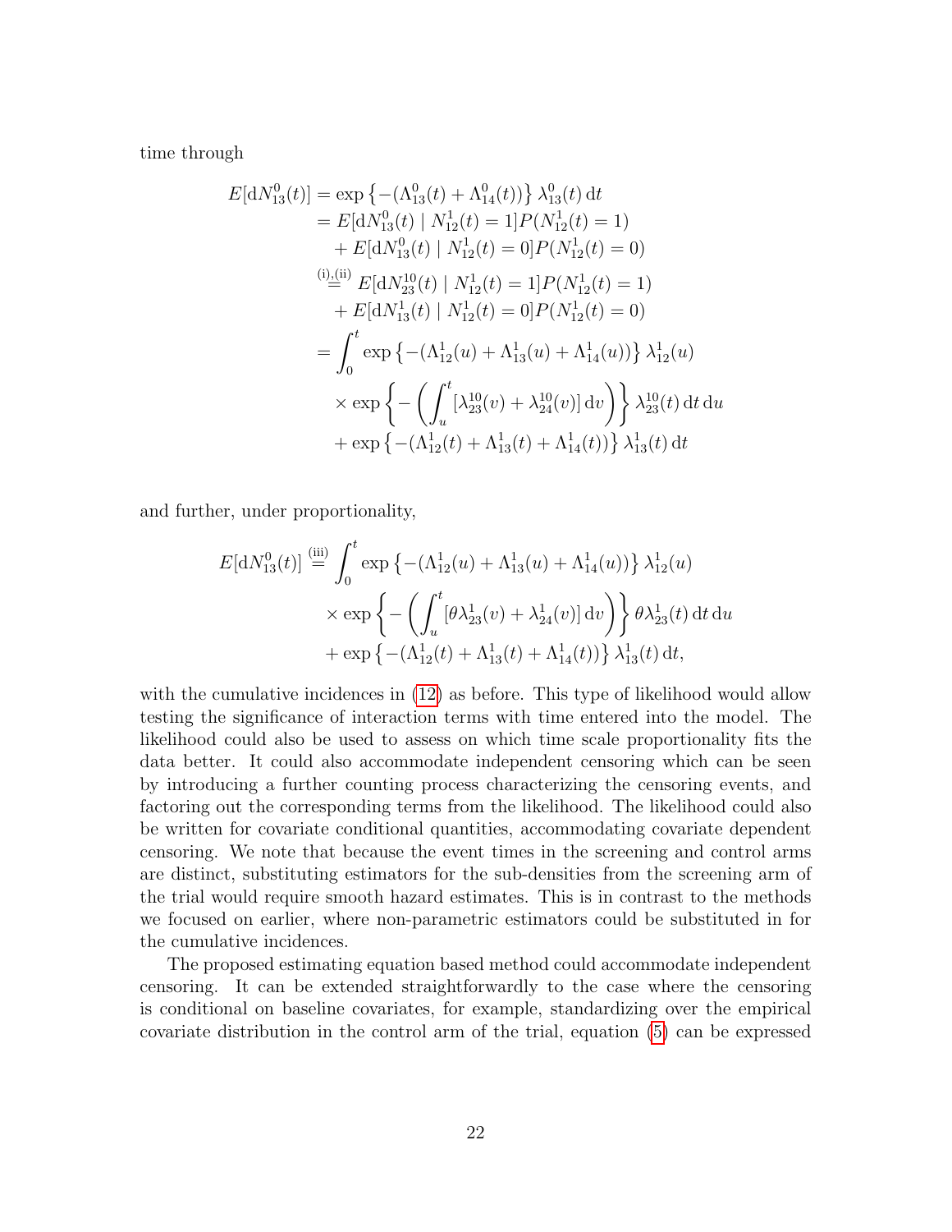time through

$$
\begin{aligned}
E[\mathrm{d}N_{13}^0(t)] &= \exp\left\{-(\Lambda_{13}^0(t) + \Lambda_{14}^0(t))\right\} \lambda_{13}^0(t)\,\mathrm{d}t \\
&= E[\mathrm{d}N_{13}^0(t) \mid N_{12}^1(t) = 1] P(N_{12}^1(t) = 1) \\
&\quad + E[\mathrm{d}N_{13}^0(t) \mid N_{12}^1(t) = 0] P(N_{12}^1(t) = 0) \\
&\overset{\text{(i),(ii)}}{=} E[\mathrm{d}N_{23}^{10}(t) \mid N_{12}^1(t) = 1] P(N_{12}^1(t) = 1) \\
&\quad + E[\mathrm{d}N_{13}^1(t) \mid N_{12}^1(t) = 0] P(N_{12}^1(t) = 0) \\
&= \int_0^t \exp\left\{-(\Lambda_{12}^1(u) + \Lambda_{13}^1(u) + \Lambda_{14}^1(u))\right\} \lambda_{12}^1(u) \\
&\quad \times \exp\left\{-\left(\int_u^t [\lambda_{23}^{10}(v) + \lambda_{24}^{10}(v)]\,\mathrm{d}v\right)\right\} \lambda_{23}^{10}(t)\,\mathrm{d}t\,\mathrm{d}u \\
&\quad + \exp\left\{-(\Lambda_{12}^1(t) + \Lambda_{13}^1(t) + \Lambda_{14}^1(t))\right\} \lambda_{13}^1(t)\,\mathrm{d}t
\end{aligned}
$$

and further, under proportionality,

$$
\begin{aligned}
E[\mathrm{d}N_{13}^0(t)] &\overset{\text{(iii)}}{=} \int_0^t \exp\left\{-(\Lambda_{12}^1(u) + \Lambda_{13}^1(u) + \Lambda_{14}^1(u))\right\} \lambda_{12}^1(u) \\
&\quad \times \exp\left\{-\left(\int_u^t [\theta\lambda_{23}^1(v) + \lambda_{24}^1(v)]\,\mathrm{d}v\right)\right\} \theta\lambda_{23}^1(t)\,\mathrm{d}t\,\mathrm{d}u \\
&\quad + \exp\left\{-(\Lambda_{12}^1(t) + \Lambda_{13}^1(t) + \Lambda_{14}^1(t))\right\} \lambda_{13}^1(t)\,\mathrm{d}t,
\end{aligned}
$$

with the cumulative incidences in (12) as before. This type of likelihood would allow testing the significance of interaction terms with time entered into the model. The likelihood could also be used to assess on which time scale proportionality fits the data better. It could also accommodate independent censoring which can be seen by introducing a further counting process characterizing the censoring events, and factoring out the corresponding terms from the likelihood. The likelihood could also be written for covariate conditional quantities, accommodating covariate dependent censoring. We note that because the event times in the screening and control arms are distinct, substituting estimators for the sub-densities from the screening arm of the trial would require smooth hazard estimates. This is in contrast to the methods we focused on earlier, where non-parametric estimators could be substituted in for the cumulative incidences.

The proposed estimating equation based method could accommodate independent censoring. It can be extended straightforwardly to the case where the censoring is conditional on baseline covariates, for example, standardizing over the empirical covariate distribution in the control arm of the trial, equation (5) can be expressed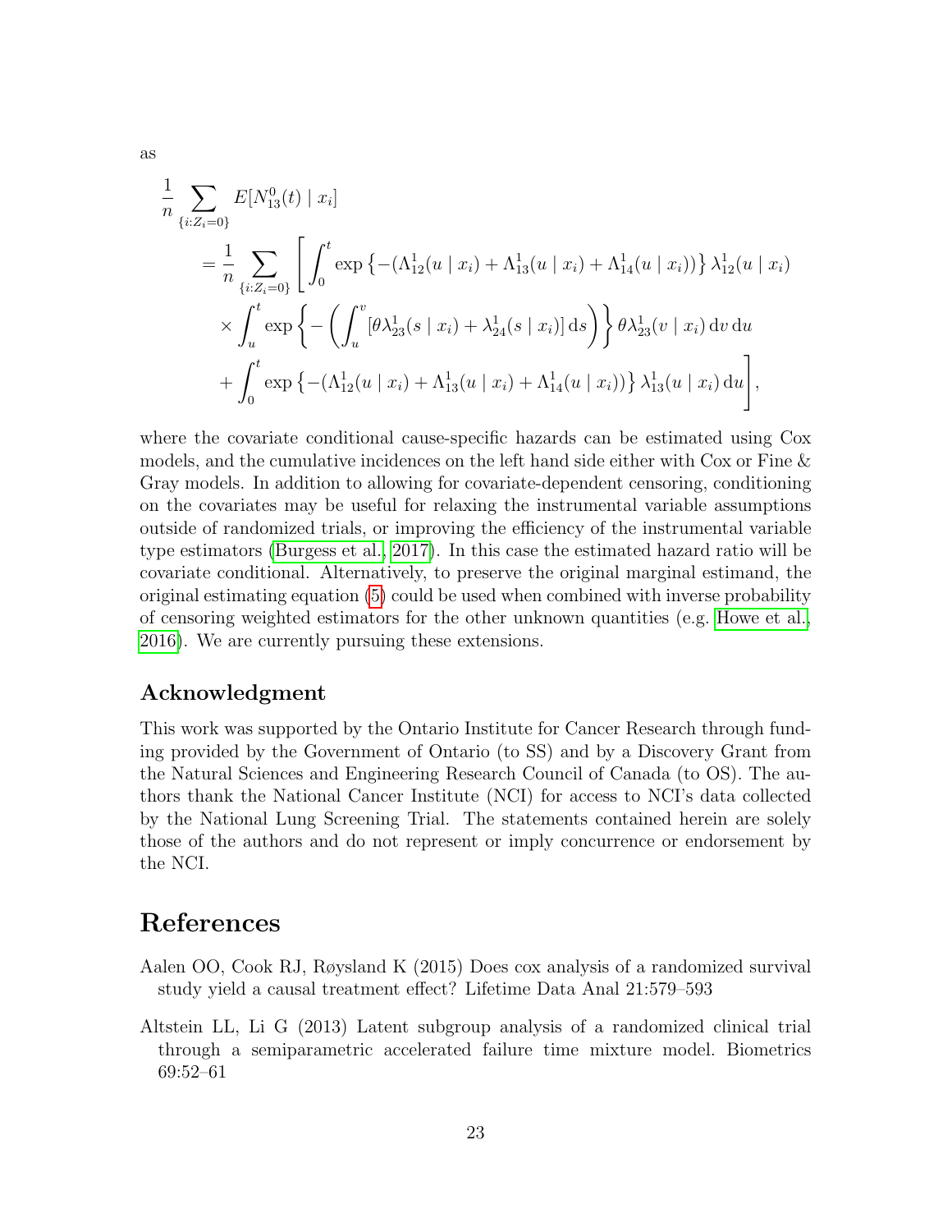as

$$
\begin{aligned}
&\frac{1}{n} \sum_{\{i:Z_i=0\}} E[N_{13}^0(t) \mid x_i] \\
&\quad = \frac{1}{n} \sum_{\{i:Z_i=0\}} \Bigg[ \int_0^t \exp\left\{-(\Lambda_{12}^1(u \mid x_i) + \Lambda_{13}^1(u \mid x_i) + \Lambda_{14}^1(u \mid x_i))\right\} \lambda_{12}^1(u \mid x_i) \\
&\qquad \times \int_u^t \exp\left\{ - \left( \int_u^v [\theta \lambda_{23}^1(s \mid x_i) + \lambda_{24}^1(s \mid x_i)] \, \mathrm{d}s \right) \right\} \theta \lambda_{23}^1(v \mid x_i) \, \mathrm{d}v \, \mathrm{d}u \\
&\qquad + \int_0^t \exp\left\{-(\Lambda_{12}^1(u \mid x_i) + \Lambda_{13}^1(u \mid x_i) + \Lambda_{14}^1(u \mid x_i))\right\} \lambda_{13}^1(u \mid x_i) \, \mathrm{d}u \Bigg],
\end{aligned}
$$

where the covariate conditional cause-specific hazards can be estimated using Cox models, and the cumulative incidences on the left hand side either with Cox or Fine & Gray models. In addition to allowing for covariate-dependent censoring, conditioning on the covariates may be useful for relaxing the instrumental variable assumptions outside of randomized trials, or improving the efficiency of the instrumental variable type estimators (Burgess et al., 2017). In this case the estimated hazard ratio will be covariate conditional. Alternatively, to preserve the original marginal estimand, the original estimating equation (5) could be used when combined with inverse probability of censoring weighted estimators for the other unknown quantities (e.g. Howe et al., 2016). We are currently pursuing these extensions.

### Acknowledgment

This work was supported by the Ontario Institute for Cancer Research through funding provided by the Government of Ontario (to SS) and by a Discovery Grant from the Natural Sciences and Engineering Research Council of Canada (to OS). The authors thank the National Cancer Institute (NCI) for access to NCI's data collected by the National Lung Screening Trial. The statements contained herein are solely those of the authors and do not represent or imply concurrence or endorsement by the NCI.

## References

Aalen OO, Cook RJ, Røysland K (2015) Does cox analysis of a randomized survival study yield a causal treatment effect? Lifetime Data Anal 21:579–593

Altstein LL, Li G (2013) Latent subgroup analysis of a randomized clinical trial through a semiparametric accelerated failure time mixture model. Biometrics 69:52–61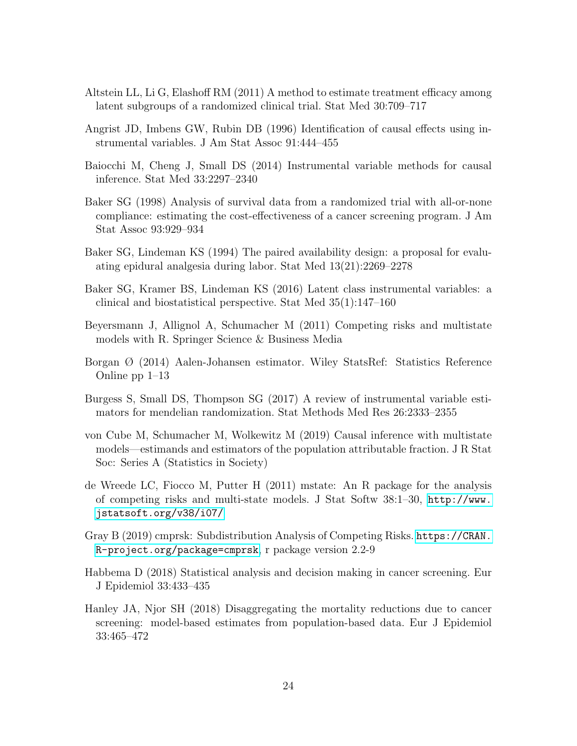Altstein LL, Li G, Elashoff RM (2011) A method to estimate treatment efficacy among latent subgroups of a randomized clinical trial. Stat Med 30:709–717

Angrist JD, Imbens GW, Rubin DB (1996) Identification of causal effects using instrumental variables. J Am Stat Assoc 91:444–455

Baiocchi M, Cheng J, Small DS (2014) Instrumental variable methods for causal inference. Stat Med 33:2297–2340

Baker SG (1998) Analysis of survival data from a randomized trial with all-or-none compliance: estimating the cost-effectiveness of a cancer screening program. J Am Stat Assoc 93:929–934

Baker SG, Lindeman KS (1994) The paired availability design: a proposal for evaluating epidural analgesia during labor. Stat Med 13(21):2269–2278

Baker SG, Kramer BS, Lindeman KS (2016) Latent class instrumental variables: a clinical and biostatistical perspective. Stat Med 35(1):147–160

Beyersmann J, Allignol A, Schumacher M (2011) Competing risks and multistate models with R. Springer Science & Business Media

Borgan Ø (2014) Aalen-Johansen estimator. Wiley StatsRef: Statistics Reference Online pp 1–13

Burgess S, Small DS, Thompson SG (2017) A review of instrumental variable estimators for mendelian randomization. Stat Methods Med Res 26:2333–2355

von Cube M, Schumacher M, Wolkewitz M (2019) Causal inference with multistate models—estimands and estimators of the population attributable fraction. J R Stat Soc: Series A (Statistics in Society)

de Wreede LC, Fiocco M, Putter H (2011) mstate: An R package for the analysis of competing risks and multi-state models. J Stat Softw 38:1–30, http://www.jstatsoft.org/v38/i07/

Gray B (2019) cmprsk: Subdistribution Analysis of Competing Risks. https://CRAN.R-project.org/package=cmprsk, r package version 2.2-9

Habbema D (2018) Statistical analysis and decision making in cancer screening. Eur J Epidemiol 33:433–435

Hanley JA, Njor SH (2018) Disaggregating the mortality reductions due to cancer screening: model-based estimates from population-based data. Eur J Epidemiol 33:465–472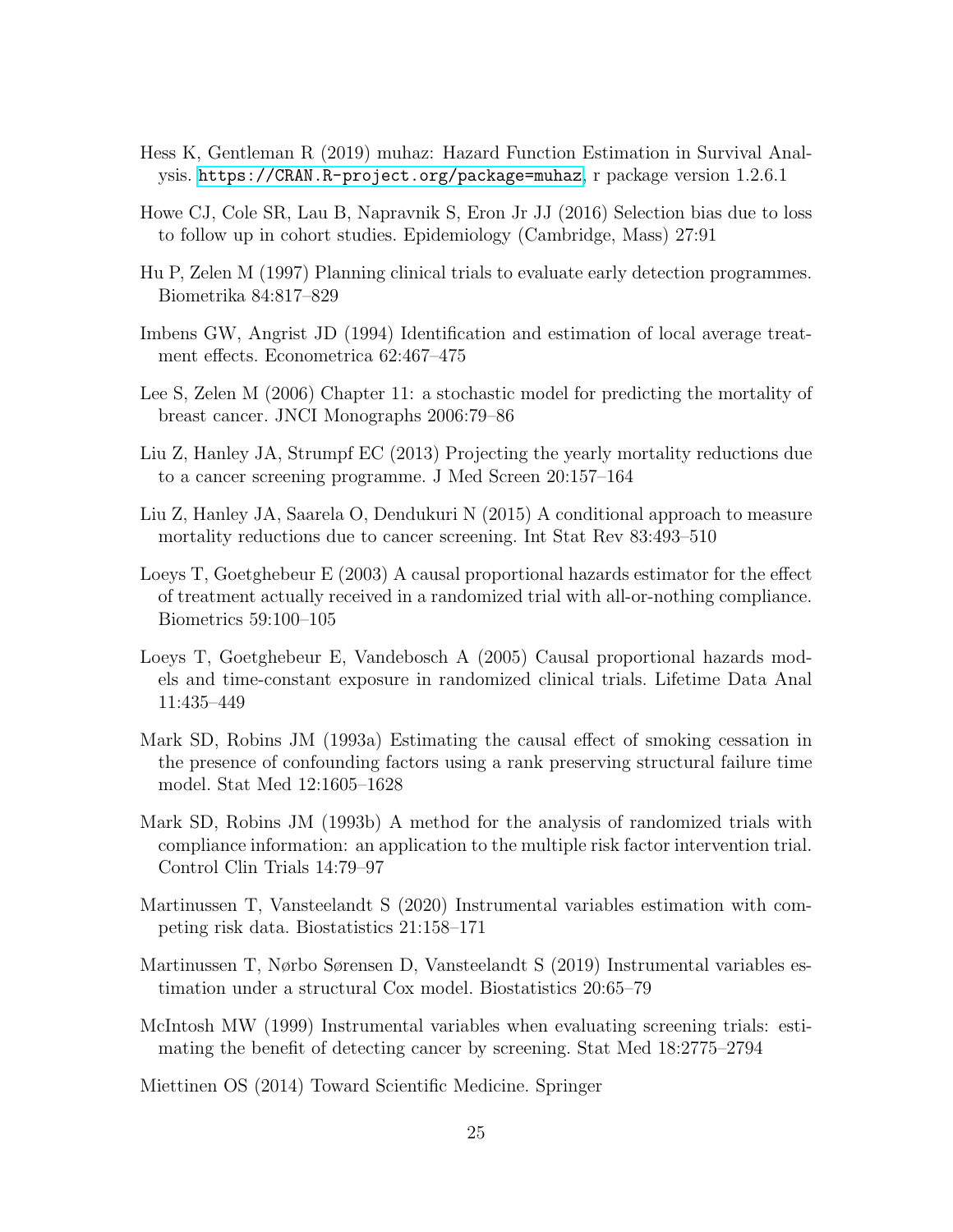Hess K, Gentleman R (2019) muhaz: Hazard Function Estimation in Survival Analysis. https://CRAN.R-project.org/package=muhaz, r package version 1.2.6.1

Howe CJ, Cole SR, Lau B, Napravnik S, Eron Jr JJ (2016) Selection bias due to loss to follow up in cohort studies. Epidemiology (Cambridge, Mass) 27:91

Hu P, Zelen M (1997) Planning clinical trials to evaluate early detection programmes. Biometrika 84:817–829

Imbens GW, Angrist JD (1994) Identification and estimation of local average treatment effects. Econometrica 62:467–475

Lee S, Zelen M (2006) Chapter 11: a stochastic model for predicting the mortality of breast cancer. JNCI Monographs 2006:79–86

Liu Z, Hanley JA, Strumpf EC (2013) Projecting the yearly mortality reductions due to a cancer screening programme. J Med Screen 20:157–164

Liu Z, Hanley JA, Saarela O, Dendukuri N (2015) A conditional approach to measure mortality reductions due to cancer screening. Int Stat Rev 83:493–510

Loeys T, Goetghebeur E (2003) A causal proportional hazards estimator for the effect of treatment actually received in a randomized trial with all-or-nothing compliance. Biometrics 59:100–105

Loeys T, Goetghebeur E, Vandebosch A (2005) Causal proportional hazards models and time-constant exposure in randomized clinical trials. Lifetime Data Anal 11:435–449

Mark SD, Robins JM (1993a) Estimating the causal effect of smoking cessation in the presence of confounding factors using a rank preserving structural failure time model. Stat Med 12:1605–1628

Mark SD, Robins JM (1993b) A method for the analysis of randomized trials with compliance information: an application to the multiple risk factor intervention trial. Control Clin Trials 14:79–97

Martinussen T, Vansteelandt S (2020) Instrumental variables estimation with competing risk data. Biostatistics 21:158–171

Martinussen T, Nørbo Sørensen D, Vansteelandt S (2019) Instrumental variables estimation under a structural Cox model. Biostatistics 20:65–79

McIntosh MW (1999) Instrumental variables when evaluating screening trials: estimating the benefit of detecting cancer by screening. Stat Med 18:2775–2794

Miettinen OS (2014) Toward Scientific Medicine. Springer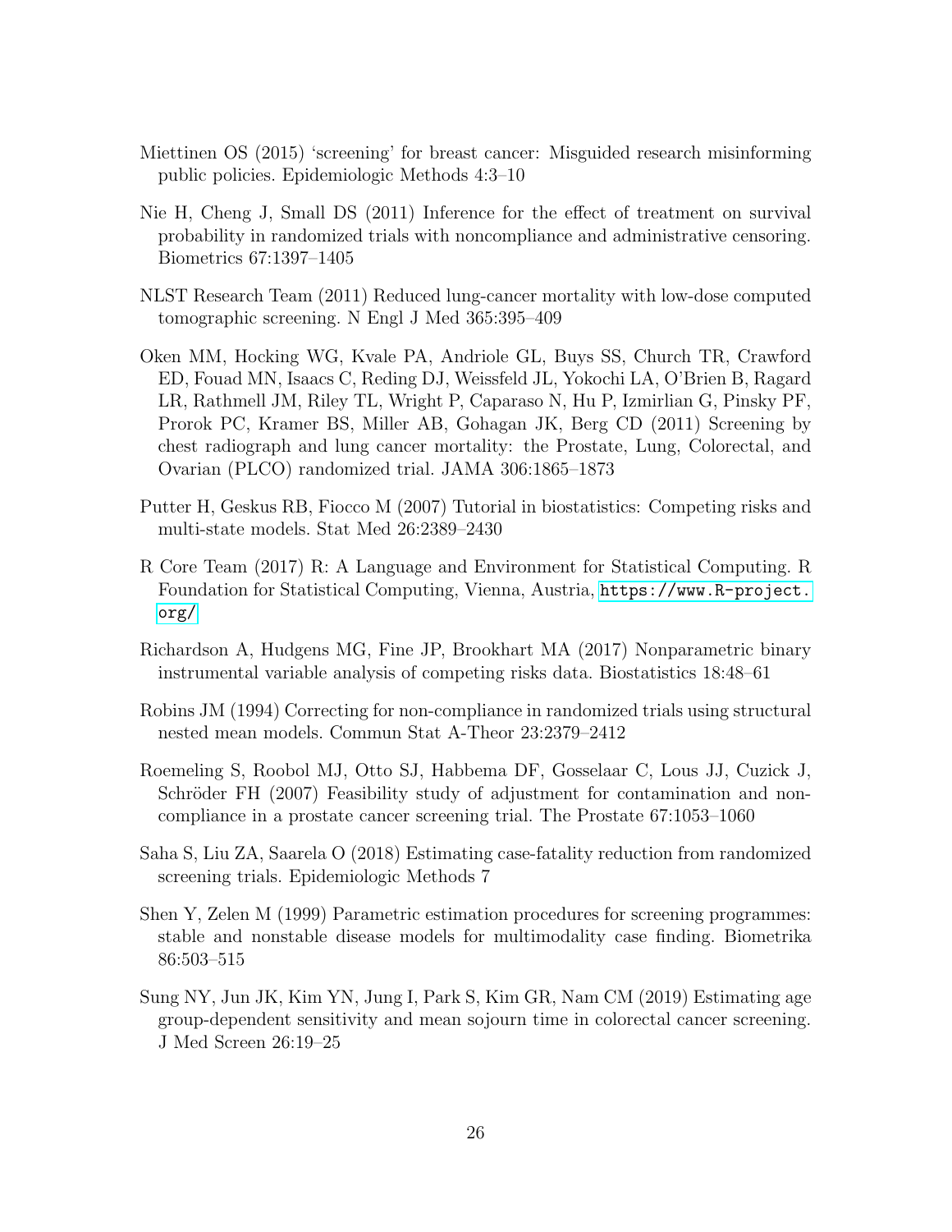Miettinen OS (2015) 'screening' for breast cancer: Misguided research misinforming public policies. Epidemiologic Methods 4:3–10

Nie H, Cheng J, Small DS (2011) Inference for the effect of treatment on survival probability in randomized trials with noncompliance and administrative censoring. Biometrics 67:1397–1405

NLST Research Team (2011) Reduced lung-cancer mortality with low-dose computed tomographic screening. N Engl J Med 365:395–409

Oken MM, Hocking WG, Kvale PA, Andriole GL, Buys SS, Church TR, Crawford ED, Fouad MN, Isaacs C, Reding DJ, Weissfeld JL, Yokochi LA, O'Brien B, Ragard LR, Rathmell JM, Riley TL, Wright P, Caparaso N, Hu P, Izmirlian G, Pinsky PF, Prorok PC, Kramer BS, Miller AB, Gohagan JK, Berg CD (2011) Screening by chest radiograph and lung cancer mortality: the Prostate, Lung, Colorectal, and Ovarian (PLCO) randomized trial. JAMA 306:1865–1873

Putter H, Geskus RB, Fiocco M (2007) Tutorial in biostatistics: Competing risks and multi-state models. Stat Med 26:2389–2430

R Core Team (2017) R: A Language and Environment for Statistical Computing. R Foundation for Statistical Computing, Vienna, Austria, https://www.R-project.org/

Richardson A, Hudgens MG, Fine JP, Brookhart MA (2017) Nonparametric binary instrumental variable analysis of competing risks data. Biostatistics 18:48–61

Robins JM (1994) Correcting for non-compliance in randomized trials using structural nested mean models. Commun Stat A-Theor 23:2379–2412

Roemeling S, Roobol MJ, Otto SJ, Habbema DF, Gosselaar C, Lous JJ, Cuzick J, Schröder FH (2007) Feasibility study of adjustment for contamination and non-compliance in a prostate cancer screening trial. The Prostate 67:1053–1060

Saha S, Liu ZA, Saarela O (2018) Estimating case-fatality reduction from randomized screening trials. Epidemiologic Methods 7

Shen Y, Zelen M (1999) Parametric estimation procedures for screening programmes: stable and nonstable disease models for multimodality case finding. Biometrika 86:503–515

Sung NY, Jun JK, Kim YN, Jung I, Park S, Kim GR, Nam CM (2019) Estimating age group-dependent sensitivity and mean sojourn time in colorectal cancer screening. J Med Screen 26:19–25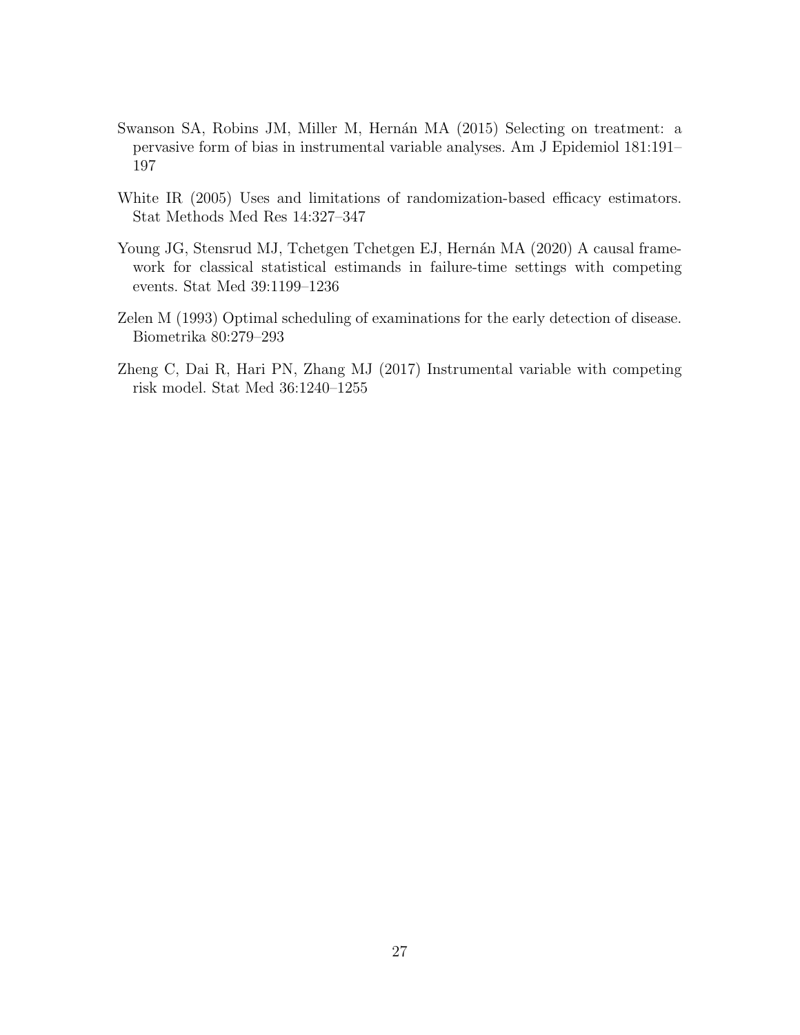Swanson SA, Robins JM, Miller M, Hernán MA (2015) Selecting on treatment: a pervasive form of bias in instrumental variable analyses. Am J Epidemiol 181:191–197

White IR (2005) Uses and limitations of randomization-based efficacy estimators. Stat Methods Med Res 14:327–347

Young JG, Stensrud MJ, Tchetgen Tchetgen EJ, Hernán MA (2020) A causal framework for classical statistical estimands in failure-time settings with competing events. Stat Med 39:1199–1236

Zelen M (1993) Optimal scheduling of examinations for the early detection of disease. Biometrika 80:279–293

Zheng C, Dai R, Hari PN, Zhang MJ (2017) Instrumental variable with competing risk model. Stat Med 36:1240–1255